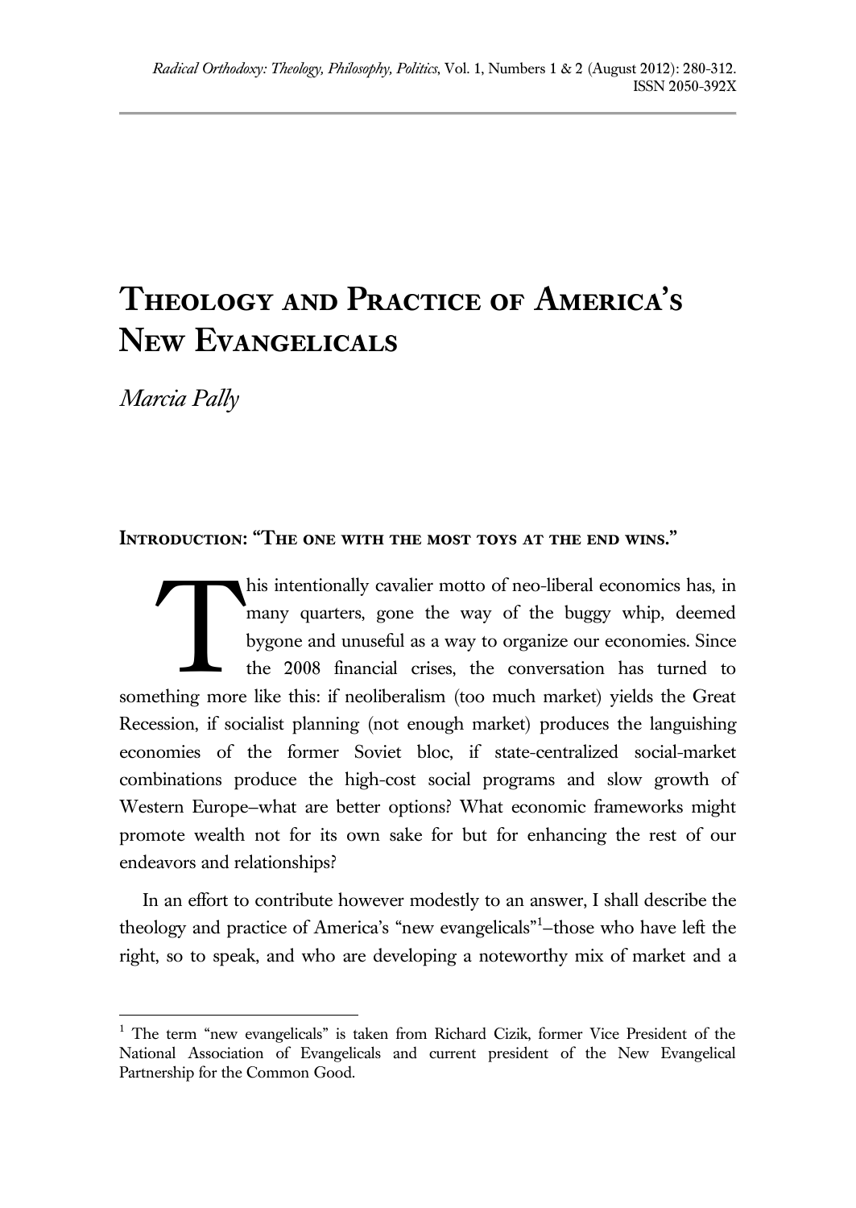# Theology and Practice of America's New Evangelicals

*Marcia Pally*

## Introduction: "The one with the most toys at the end wins."

This intentionally cavalier motto of neo-liberal economics has, in many quarters, gone the way of the buggy whip, deemed bygone and unuseful as a way to organize our economies. Since the 2008 financial crises, the conversation has turned to something more like this: if neoliberalism (too much market) yields the Great Recession, if socialist planning (not enough market) produces the languishing economies of the former Soviet bloc, if state-centralized social-market combinations produce the high-cost social programs and slow growth of Western Europe–what are better options? What economic frameworks might promote wealth not for its own sake for but for enhancing the rest of our endeavors and relationships?

In an effort to contribute however modestly to an answer, I shall describe the theology and practice of America's "new evangelicals"[1]–those who have left the right, so to speak, and who are developing a noteworthy mix of market and a

[1] The term "new evangelicals" is taken from Richard Cizik, former Vice President of the National Association of Evangelicals and current president of the New Evangelical Partnership for the Common Good.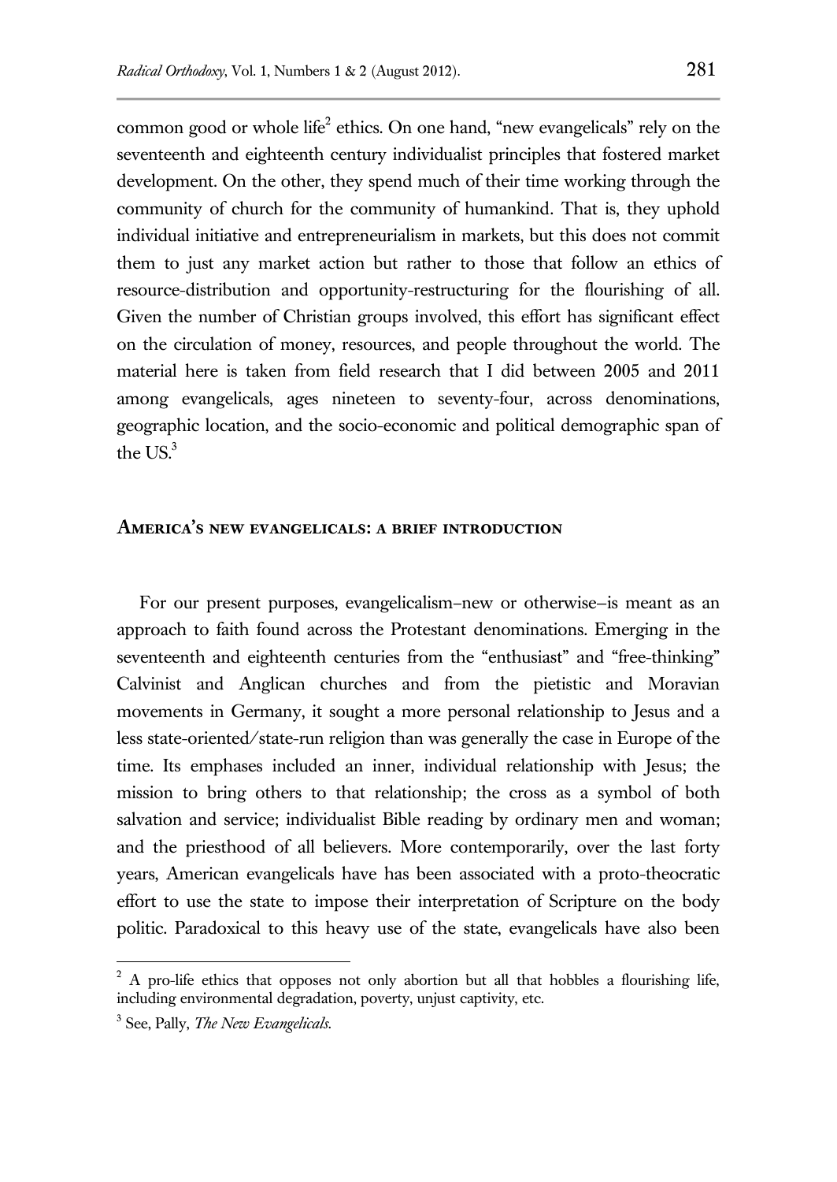common good or whole life[2] ethics. On one hand, "new evangelicals" rely on the seventeenth and eighteenth century individualist principles that fostered market development. On the other, they spend much of their time working through the community of church for the community of humankind. That is, they uphold individual initiative and entrepreneurialism in markets, but this does not commit them to just any market action but rather to those that follow an ethics of resource-distribution and opportunity-restructuring for the flourishing of all. Given the number of Christian groups involved, this effort has significant effect on the circulation of money, resources, and people throughout the world. The material here is taken from field research that I did between 2005 and 2011 among evangelicals, ages nineteen to seventy-four, across denominations, geographic location, and the socio-economic and political demographic span of the US.[3]

## America's new evangelicals: a brief introduction

For our present purposes, evangelicalism–new or otherwise–is meant as an approach to faith found across the Protestant denominations. Emerging in the seventeenth and eighteenth centuries from the "enthusiast" and "free-thinking" Calvinist and Anglican churches and from the pietistic and Moravian movements in Germany, it sought a more personal relationship to Jesus and a less state-oriented/state-run religion than was generally the case in Europe of the time. Its emphases included an inner, individual relationship with Jesus; the mission to bring others to that relationship; the cross as a symbol of both salvation and service; individualist Bible reading by ordinary men and woman; and the priesthood of all believers. More contemporarily, over the last forty years, American evangelicals have has been associated with a proto-theocratic effort to use the state to impose their interpretation of Scripture on the body politic. Paradoxical to this heavy use of the state, evangelicals have also been

[2] A pro-life ethics that opposes not only abortion but all that hobbles a flourishing life, including environmental degradation, poverty, unjust captivity, etc.

[3] See, Pally, *The New Evangelicals.*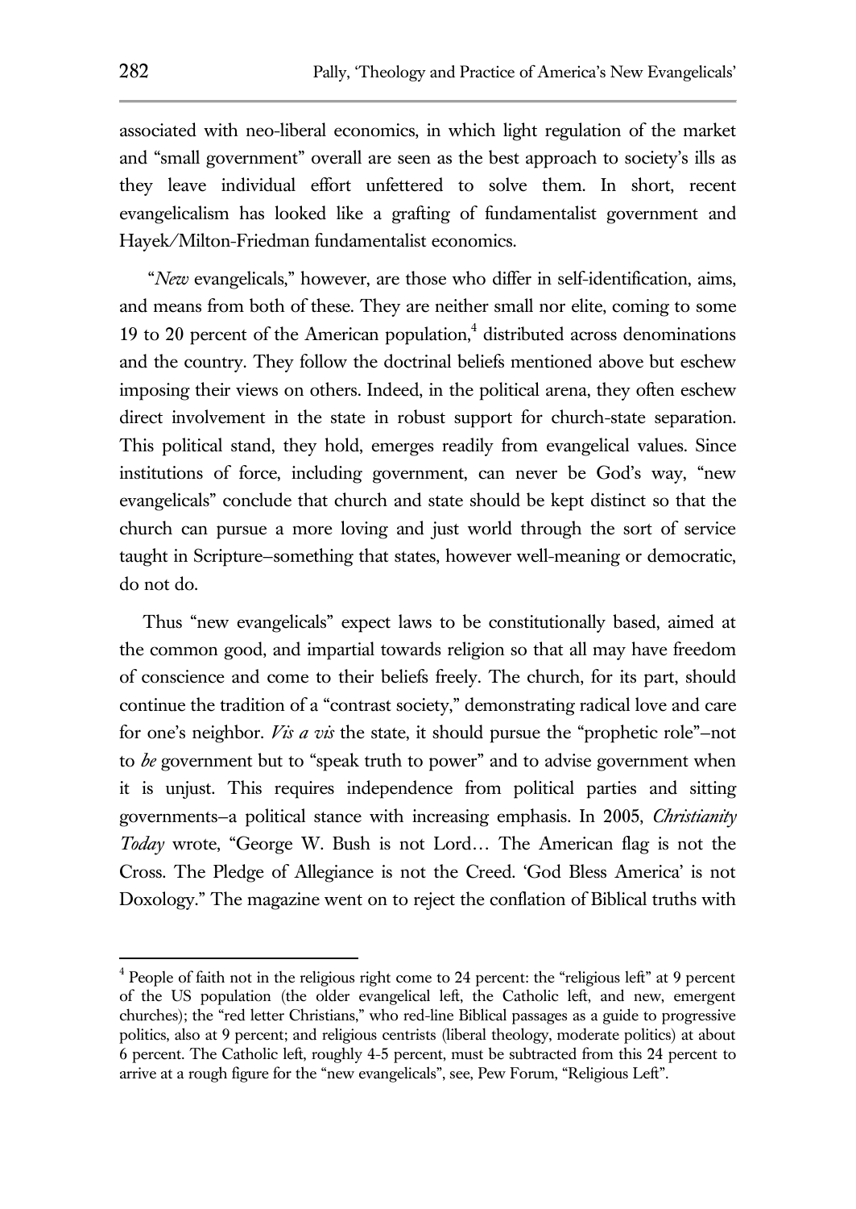associated with neo-liberal economics, in which light regulation of the market and "small government" overall are seen as the best approach to society's ills as they leave individual effort unfettered to solve them. In short, recent evangelicalism has looked like a grafting of fundamentalist government and Hayek/Milton-Friedman fundamentalist economics.

"*New* evangelicals," however, are those who differ in self-identification, aims, and means from both of these. They are neither small nor elite, coming to some 19 to 20 percent of the American population,[4] distributed across denominations and the country. They follow the doctrinal beliefs mentioned above but eschew imposing their views on others. Indeed, in the political arena, they often eschew direct involvement in the state in robust support for church-state separation. This political stand, they hold, emerges readily from evangelical values. Since institutions of force, including government, can never be God's way, "new evangelicals" conclude that church and state should be kept distinct so that the church can pursue a more loving and just world through the sort of service taught in Scripture–something that states, however well-meaning or democratic, do not do.

Thus "new evangelicals" expect laws to be constitutionally based, aimed at the common good, and impartial towards religion so that all may have freedom of conscience and come to their beliefs freely. The church, for its part, should continue the tradition of a "contrast society," demonstrating radical love and care for one's neighbor. *Vis a vis* the state, it should pursue the "prophetic role"–not to *be* government but to "speak truth to power" and to advise government when it is unjust. This requires independence from political parties and sitting governments–a political stance with increasing emphasis. In 2005, *Christianity Today* wrote, "George W. Bush is not Lord… The American flag is not the Cross. The Pledge of Allegiance is not the Creed. 'God Bless America' is not Doxology." The magazine went on to reject the conflation of Biblical truths with

---

[4] People of faith not in the religious right come to 24 percent: the "religious left" at 9 percent of the US population (the older evangelical left, the Catholic left, and new, emergent churches); the "red letter Christians," who red-line Biblical passages as a guide to progressive politics, also at 9 percent; and religious centrists (liberal theology, moderate politics) at about 6 percent. The Catholic left, roughly 4-5 percent, must be subtracted from this 24 percent to arrive at a rough figure for the "new evangelicals", see, Pew Forum, "Religious Left".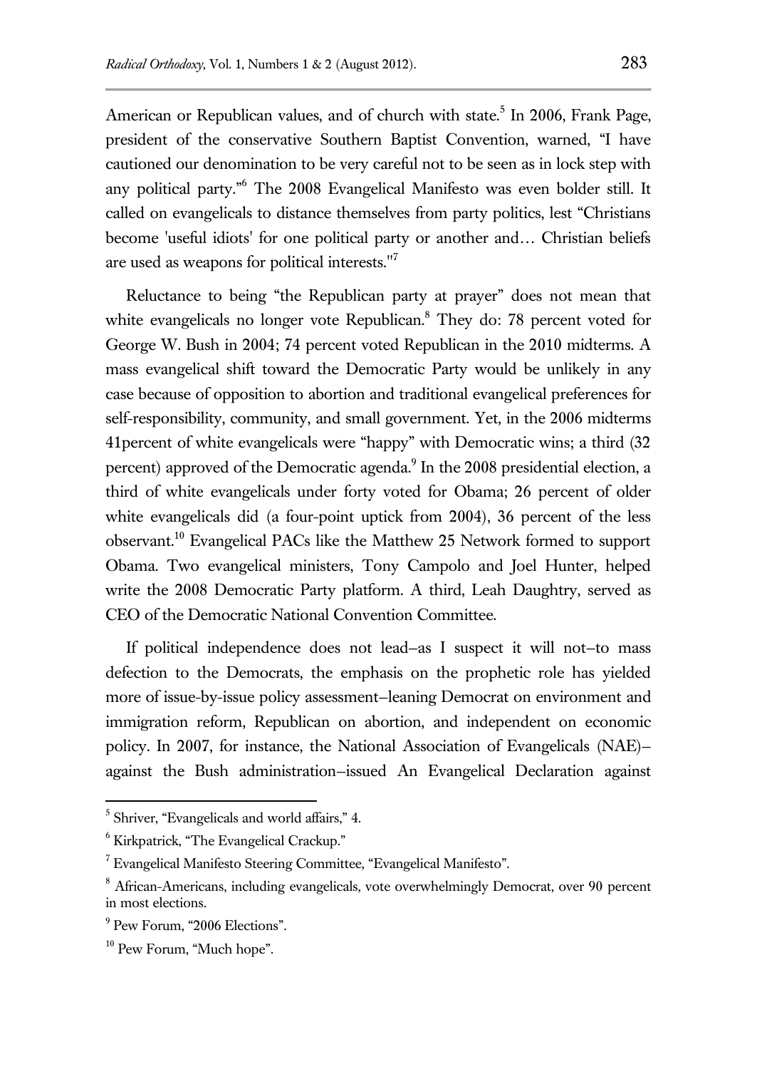American or Republican values, and of church with state.[5] In 2006, Frank Page, president of the conservative Southern Baptist Convention, warned, "I have cautioned our denomination to be very careful not to be seen as in lock step with any political party."[6] The 2008 Evangelical Manifesto was even bolder still. It called on evangelicals to distance themselves from party politics, lest "Christians become 'useful idiots' for one political party or another and… Christian beliefs are used as weapons for political interests."[7]

Reluctance to being "the Republican party at prayer" does not mean that white evangelicals no longer vote Republican.[8] They do: 78 percent voted for George W. Bush in 2004; 74 percent voted Republican in the 2010 midterms. A mass evangelical shift toward the Democratic Party would be unlikely in any case because of opposition to abortion and traditional evangelical preferences for self-responsibility, community, and small government. Yet, in the 2006 midterms 41percent of white evangelicals were "happy" with Democratic wins; a third (32 percent) approved of the Democratic agenda.[9] In the 2008 presidential election, a third of white evangelicals under forty voted for Obama; 26 percent of older white evangelicals did (a four-point uptick from 2004), 36 percent of the less observant.[10] Evangelical PACs like the Matthew 25 Network formed to support Obama. Two evangelical ministers, Tony Campolo and Joel Hunter, helped write the 2008 Democratic Party platform. A third, Leah Daughtry, served as CEO of the Democratic National Convention Committee.

If political independence does not lead–as I suspect it will not–to mass defection to the Democrats, the emphasis on the prophetic role has yielded more of issue-by-issue policy assessment–leaning Democrat on environment and immigration reform, Republican on abortion, and independent on economic policy. In 2007, for instance, the National Association of Evangelicals (NAE)–against the Bush administration–issued An Evangelical Declaration against

---

[5] Shriver, "Evangelicals and world affairs," 4.

[6] Kirkpatrick, "The Evangelical Crackup."

[7] Evangelical Manifesto Steering Committee, "Evangelical Manifesto".

[8] African-Americans, including evangelicals, vote overwhelmingly Democrat, over 90 percent in most elections.

[9] Pew Forum, "2006 Elections".

[10] Pew Forum, "Much hope".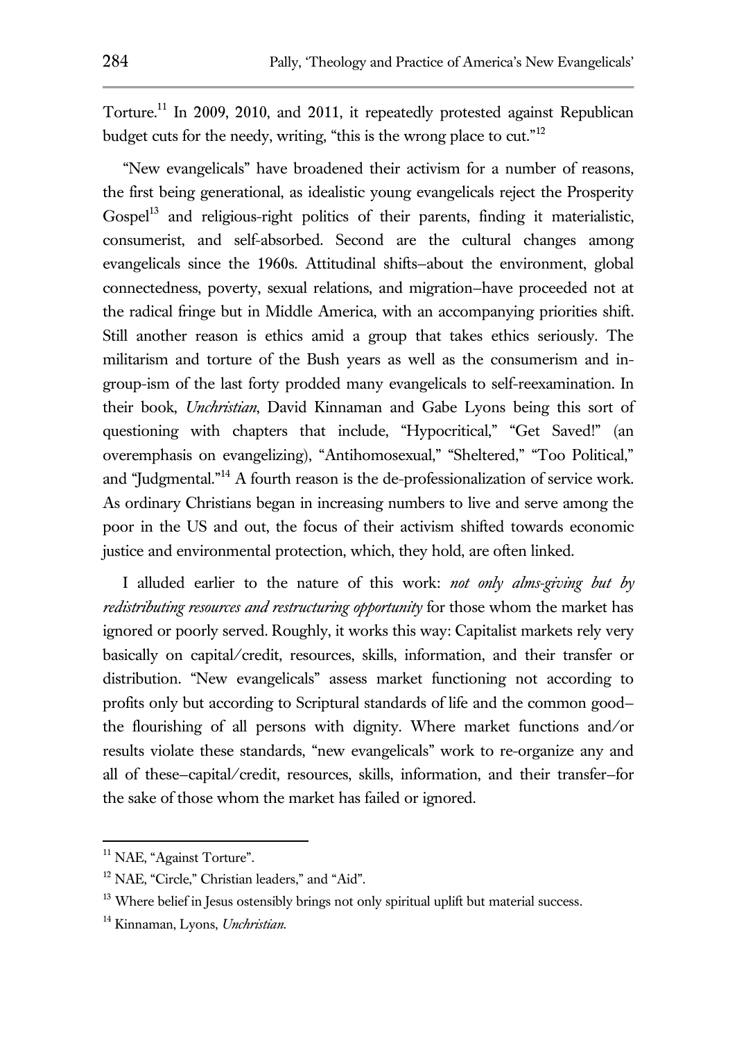Torture.[11] In 2009, 2010, and 2011, it repeatedly protested against Republican budget cuts for the needy, writing, "this is the wrong place to cut."[12]

"New evangelicals" have broadened their activism for a number of reasons, the first being generational, as idealistic young evangelicals reject the Prosperity Gospel[13] and religious-right politics of their parents, finding it materialistic, consumerist, and self-absorbed. Second are the cultural changes among evangelicals since the 1960s. Attitudinal shifts–about the environment, global connectedness, poverty, sexual relations, and migration–have proceeded not at the radical fringe but in Middle America, with an accompanying priorities shift. Still another reason is ethics amid a group that takes ethics seriously. The militarism and torture of the Bush years as well as the consumerism and in-group-ism of the last forty prodded many evangelicals to self-reexamination. In their book, *Unchristian*, David Kinnaman and Gabe Lyons being this sort of questioning with chapters that include, "Hypocritical," "Get Saved!" (an overemphasis on evangelizing), "Antihomosexual," "Sheltered," "Too Political," and "Judgmental."[14] A fourth reason is the de-professionalization of service work. As ordinary Christians began in increasing numbers to live and serve among the poor in the US and out, the focus of their activism shifted towards economic justice and environmental protection, which, they hold, are often linked.

I alluded earlier to the nature of this work: *not only alms-giving but by redistributing resources and restructuring opportunity* for those whom the market has ignored or poorly served. Roughly, it works this way: Capitalist markets rely very basically on capital/credit, resources, skills, information, and their transfer or distribution. "New evangelicals" assess market functioning not according to profits only but according to Scriptural standards of life and the common good–the flourishing of all persons with dignity. Where market functions and/or results violate these standards, "new evangelicals" work to re-organize any and all of these–capital/credit, resources, skills, information, and their transfer–for the sake of those whom the market has failed or ignored.

---

[11] NAE, "Against Torture".

[12] NAE, "Circle," Christian leaders," and "Aid".

[13] Where belief in Jesus ostensibly brings not only spiritual uplift but material success.

[14] Kinnaman, Lyons, *Unchristian*.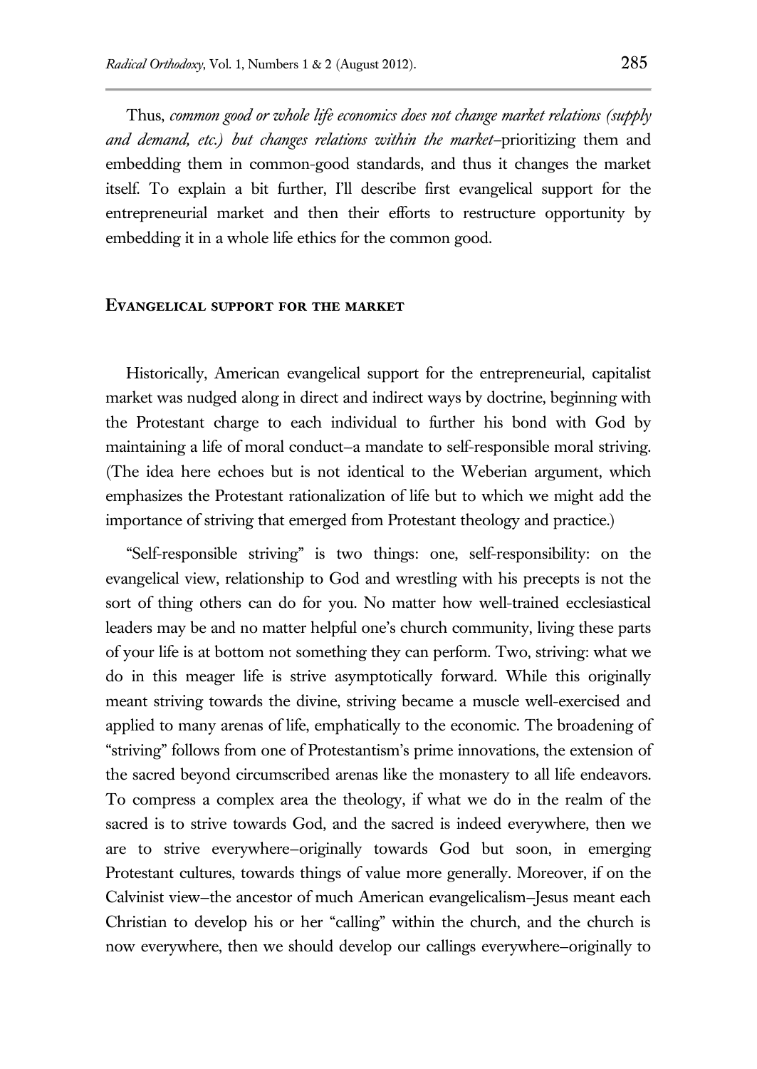Thus, *common good or whole life economics does not change market relations (supply and demand, etc.) but changes relations within the market*–prioritizing them and embedding them in common-good standards, and thus it changes the market itself. To explain a bit further, I'll describe first evangelical support for the entrepreneurial market and then their efforts to restructure opportunity by embedding it in a whole life ethics for the common good.

## Evangelical support for the market

Historically, American evangelical support for the entrepreneurial, capitalist market was nudged along in direct and indirect ways by doctrine, beginning with the Protestant charge to each individual to further his bond with God by maintaining a life of moral conduct–a mandate to self-responsible moral striving. (The idea here echoes but is not identical to the Weberian argument, which emphasizes the Protestant rationalization of life but to which we might add the importance of striving that emerged from Protestant theology and practice.)

"Self-responsible striving" is two things: one, self-responsibility: on the evangelical view, relationship to God and wrestling with his precepts is not the sort of thing others can do for you. No matter how well-trained ecclesiastical leaders may be and no matter helpful one's church community, living these parts of your life is at bottom not something they can perform. Two, striving: what we do in this meager life is strive asymptotically forward. While this originally meant striving towards the divine, striving became a muscle well-exercised and applied to many arenas of life, emphatically to the economic. The broadening of "striving" follows from one of Protestantism's prime innovations, the extension of the sacred beyond circumscribed arenas like the monastery to all life endeavors. To compress a complex area the theology, if what we do in the realm of the sacred is to strive towards God, and the sacred is indeed everywhere, then we are to strive everywhere–originally towards God but soon, in emerging Protestant cultures, towards things of value more generally. Moreover, if on the Calvinist view–the ancestor of much American evangelicalism–Jesus meant each Christian to develop his or her "calling" within the church, and the church is now everywhere, then we should develop our callings everywhere–originally to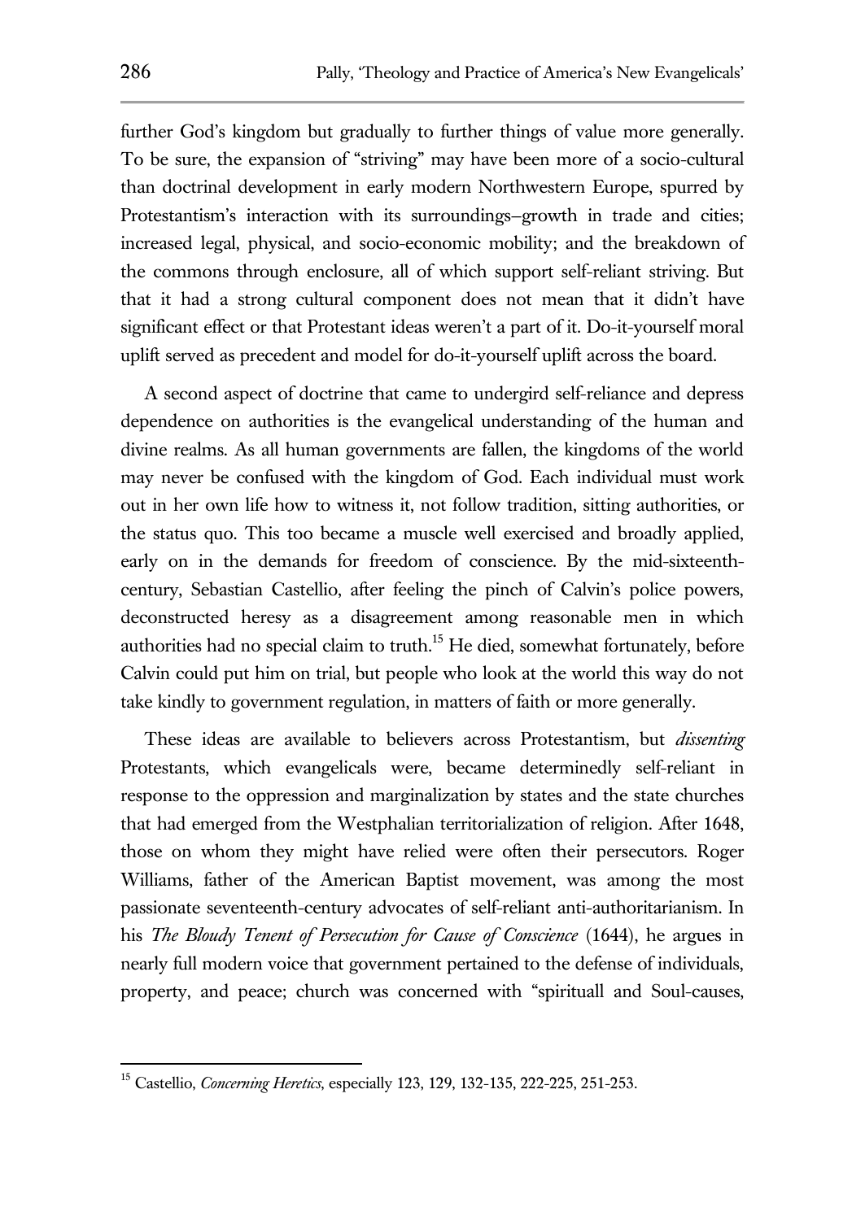further God's kingdom but gradually to further things of value more generally. To be sure, the expansion of "striving" may have been more of a socio-cultural than doctrinal development in early modern Northwestern Europe, spurred by Protestantism's interaction with its surroundings–growth in trade and cities; increased legal, physical, and socio-economic mobility; and the breakdown of the commons through enclosure, all of which support self-reliant striving. But that it had a strong cultural component does not mean that it didn't have significant effect or that Protestant ideas weren't a part of it. Do-it-yourself moral uplift served as precedent and model for do-it-yourself uplift across the board.

A second aspect of doctrine that came to undergird self-reliance and depress dependence on authorities is the evangelical understanding of the human and divine realms. As all human governments are fallen, the kingdoms of the world may never be confused with the kingdom of God. Each individual must work out in her own life how to witness it, not follow tradition, sitting authorities, or the status quo. This too became a muscle well exercised and broadly applied, early on in the demands for freedom of conscience. By the mid-sixteenth-century, Sebastian Castellio, after feeling the pinch of Calvin's police powers, deconstructed heresy as a disagreement among reasonable men in which authorities had no special claim to truth.[15] He died, somewhat fortunately, before Calvin could put him on trial, but people who look at the world this way do not take kindly to government regulation, in matters of faith or more generally.

These ideas are available to believers across Protestantism, but *dissenting* Protestants, which evangelicals were, became determinedly self-reliant in response to the oppression and marginalization by states and the state churches that had emerged from the Westphalian territorialization of religion. After 1648, those on whom they might have relied were often their persecutors. Roger Williams, father of the American Baptist movement, was among the most passionate seventeenth-century advocates of self-reliant anti-authoritarianism. In his *The Bloudy Tenent of Persecution for Cause of Conscience* (1644), he argues in nearly full modern voice that government pertained to the defense of individuals, property, and peace; church was concerned with "spirituall and Soul-causes,

[15] Castellio, *Concerning Heretics*, especially 123, 129, 132-135, 222-225, 251-253.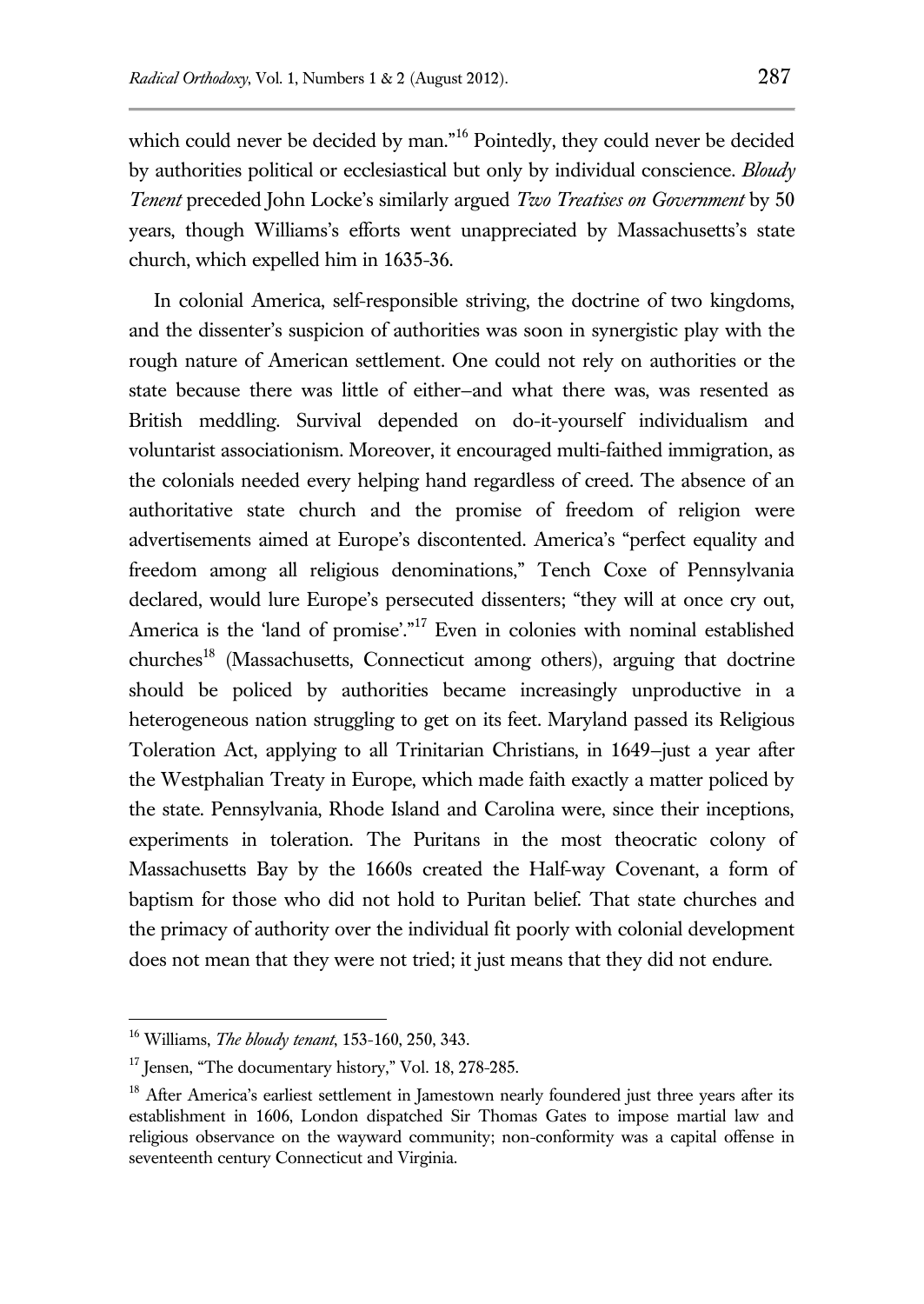which could never be decided by man."[16] Pointedly, they could never be decided by authorities political or ecclesiastical but only by individual conscience. *Bloudy Tenent* preceded John Locke's similarly argued *Two Treatises on Government* by 50 years, though Williams's efforts went unappreciated by Massachusetts's state church, which expelled him in 1635-36.

In colonial America, self-responsible striving, the doctrine of two kingdoms, and the dissenter's suspicion of authorities was soon in synergistic play with the rough nature of American settlement. One could not rely on authorities or the state because there was little of either–and what there was, was resented as British meddling. Survival depended on do-it-yourself individualism and voluntarist associationism. Moreover, it encouraged multi-faithed immigration, as the colonials needed every helping hand regardless of creed. The absence of an authoritative state church and the promise of freedom of religion were advertisements aimed at Europe's discontented. America's "perfect equality and freedom among all religious denominations," Tench Coxe of Pennsylvania declared, would lure Europe's persecuted dissenters; "they will at once cry out, America is the 'land of promise'."[17] Even in colonies with nominal established churches[18] (Massachusetts, Connecticut among others), arguing that doctrine should be policed by authorities became increasingly unproductive in a heterogeneous nation struggling to get on its feet. Maryland passed its Religious Toleration Act, applying to all Trinitarian Christians, in 1649–just a year after the Westphalian Treaty in Europe, which made faith exactly a matter policed by the state. Pennsylvania, Rhode Island and Carolina were, since their inceptions, experiments in toleration. The Puritans in the most theocratic colony of Massachusetts Bay by the 1660s created the Half-way Covenant, a form of baptism for those who did not hold to Puritan belief. That state churches and the primacy of authority over the individual fit poorly with colonial development does not mean that they were not tried; it just means that they did not endure.

---

[16] Williams, *The bloudy tenant*, 153-160, 250, 343.

[17] Jensen, "The documentary history," Vol. 18, 278-285.

[18] After America's earliest settlement in Jamestown nearly foundered just three years after its establishment in 1606, London dispatched Sir Thomas Gates to impose martial law and religious observance on the wayward community; non-conformity was a capital offense in seventeenth century Connecticut and Virginia.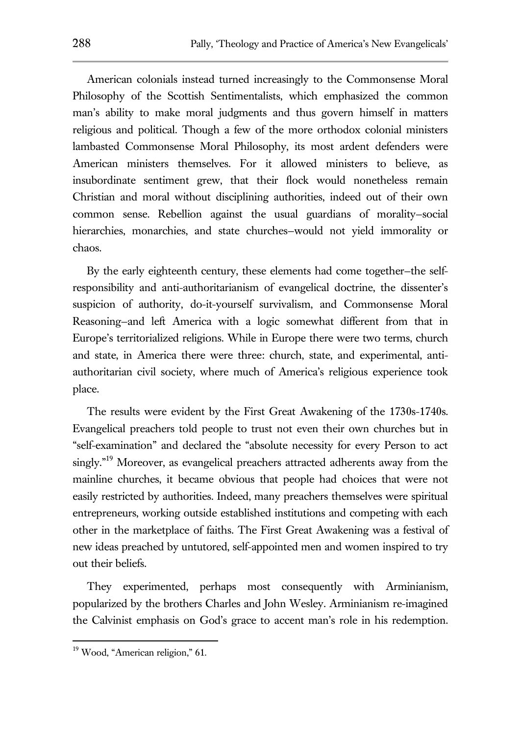American colonials instead turned increasingly to the Commonsense Moral Philosophy of the Scottish Sentimentalists, which emphasized the common man's ability to make moral judgments and thus govern himself in matters religious and political. Though a few of the more orthodox colonial ministers lambasted Commonsense Moral Philosophy, its most ardent defenders were American ministers themselves. For it allowed ministers to believe, as insubordinate sentiment grew, that their flock would nonetheless remain Christian and moral without disciplining authorities, indeed out of their own common sense. Rebellion against the usual guardians of morality–social hierarchies, monarchies, and state churches–would not yield immorality or chaos.

By the early eighteenth century, these elements had come together–the self-responsibility and anti-authoritarianism of evangelical doctrine, the dissenter's suspicion of authority, do-it-yourself survivalism, and Commonsense Moral Reasoning–and left America with a logic somewhat different from that in Europe's territorialized religions. While in Europe there were two terms, church and state, in America there were three: church, state, and experimental, anti-authoritarian civil society, where much of America's religious experience took place.

The results were evident by the First Great Awakening of the 1730s-1740s. Evangelical preachers told people to trust not even their own churches but in "self-examination" and declared the "absolute necessity for every Person to act singly."[19] Moreover, as evangelical preachers attracted adherents away from the mainline churches, it became obvious that people had choices that were not easily restricted by authorities. Indeed, many preachers themselves were spiritual entrepreneurs, working outside established institutions and competing with each other in the marketplace of faiths. The First Great Awakening was a festival of new ideas preached by untutored, self-appointed men and women inspired to try out their beliefs.

They experimented, perhaps most consequently with Arminianism, popularized by the brothers Charles and John Wesley. Arminianism re-imagined the Calvinist emphasis on God's grace to accent man's role in his redemption.

---

[19] Wood, "American religion," 61.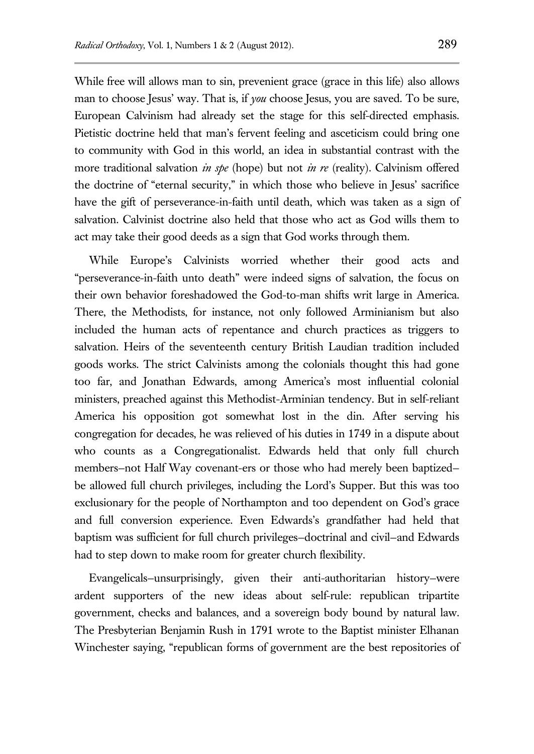While free will allows man to sin, prevenient grace (grace in this life) also allows man to choose Jesus' way. That is, if *you* choose Jesus, you are saved. To be sure, European Calvinism had already set the stage for this self-directed emphasis. Pietistic doctrine held that man's fervent feeling and asceticism could bring one to community with God in this world, an idea in substantial contrast with the more traditional salvation *in spe* (hope) but not *in re* (reality). Calvinism offered the doctrine of "eternal security," in which those who believe in Jesus' sacrifice have the gift of perseverance-in-faith until death, which was taken as a sign of salvation. Calvinist doctrine also held that those who act as God wills them to act may take their good deeds as a sign that God works through them.

While Europe's Calvinists worried whether their good acts and "perseverance-in-faith unto death" were indeed signs of salvation, the focus on their own behavior foreshadowed the God-to-man shifts writ large in America. There, the Methodists, for instance, not only followed Arminianism but also included the human acts of repentance and church practices as triggers to salvation. Heirs of the seventeenth century British Laudian tradition included goods works. The strict Calvinists among the colonials thought this had gone too far, and Jonathan Edwards, among America's most influential colonial ministers, preached against this Methodist-Arminian tendency. But in self-reliant America his opposition got somewhat lost in the din. After serving his congregation for decades, he was relieved of his duties in 1749 in a dispute about who counts as a Congregationalist. Edwards held that only full church members–not Half Way covenant-ers or those who had merely been baptized–be allowed full church privileges, including the Lord's Supper. But this was too exclusionary for the people of Northampton and too dependent on God's grace and full conversion experience. Even Edwards's grandfather had held that baptism was sufficient for full church privileges–doctrinal and civil–and Edwards had to step down to make room for greater church flexibility.

Evangelicals–unsurprisingly, given their anti-authoritarian history–were ardent supporters of the new ideas about self-rule: republican tripartite government, checks and balances, and a sovereign body bound by natural law. The Presbyterian Benjamin Rush in 1791 wrote to the Baptist minister Elhanan Winchester saying, "republican forms of government are the best repositories of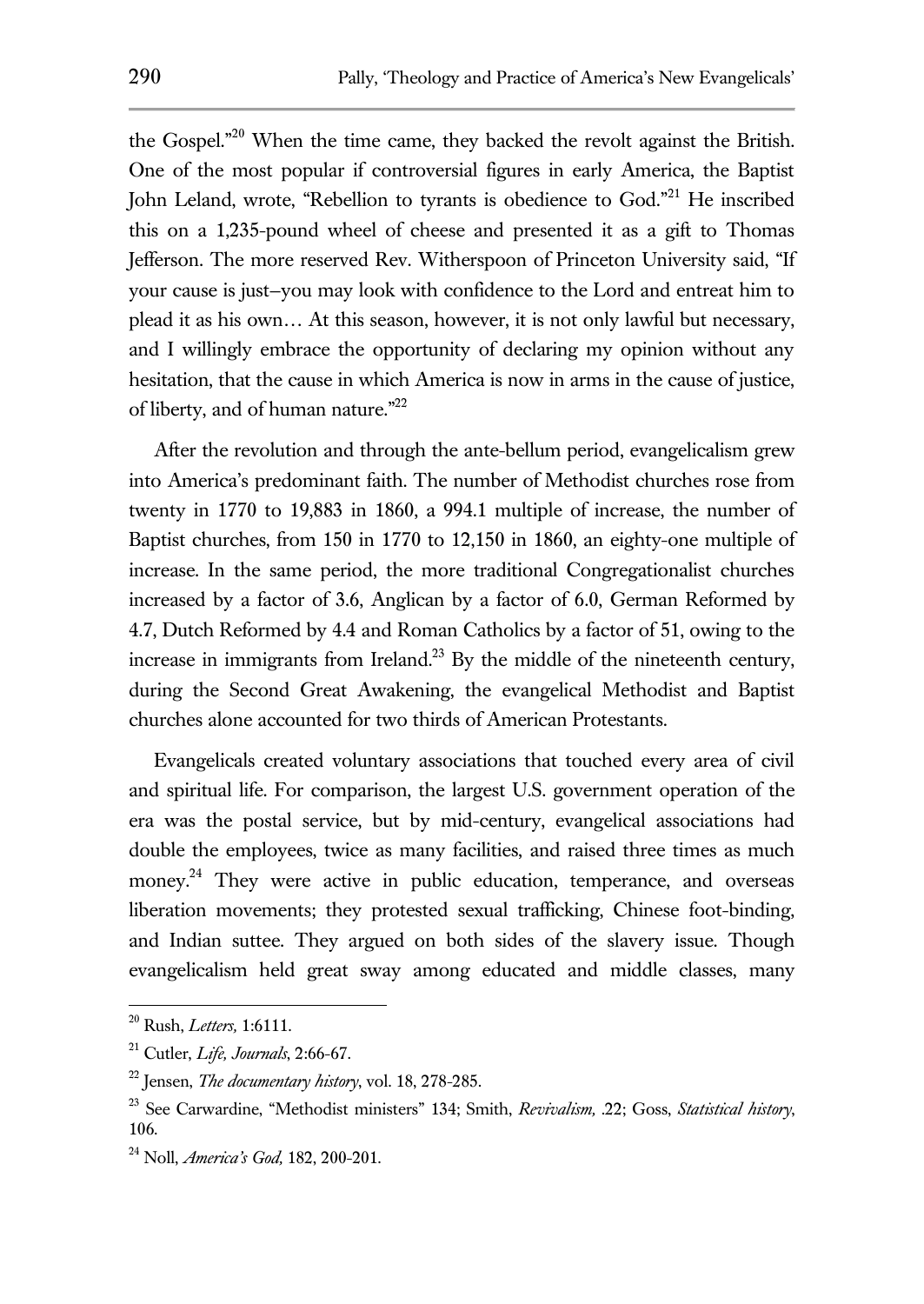the Gospel."[20] When the time came, they backed the revolt against the British. One of the most popular if controversial figures in early America, the Baptist John Leland, wrote, "Rebellion to tyrants is obedience to God."[21] He inscribed this on a 1,235-pound wheel of cheese and presented it as a gift to Thomas Jefferson. The more reserved Rev. Witherspoon of Princeton University said, "If your cause is just–you may look with confidence to the Lord and entreat him to plead it as his own… At this season, however, it is not only lawful but necessary, and I willingly embrace the opportunity of declaring my opinion without any hesitation, that the cause in which America is now in arms in the cause of justice, of liberty, and of human nature."[22]

After the revolution and through the ante-bellum period, evangelicalism grew into America's predominant faith. The number of Methodist churches rose from twenty in 1770 to 19,883 in 1860, a 994.1 multiple of increase, the number of Baptist churches, from 150 in 1770 to 12,150 in 1860, an eighty-one multiple of increase. In the same period, the more traditional Congregationalist churches increased by a factor of 3.6, Anglican by a factor of 6.0, German Reformed by 4.7, Dutch Reformed by 4.4 and Roman Catholics by a factor of 51, owing to the increase in immigrants from Ireland.[23] By the middle of the nineteenth century, during the Second Great Awakening, the evangelical Methodist and Baptist churches alone accounted for two thirds of American Protestants.

Evangelicals created voluntary associations that touched every area of civil and spiritual life. For comparison, the largest U.S. government operation of the era was the postal service, but by mid-century, evangelical associations had double the employees, twice as many facilities, and raised three times as much money.[24] They were active in public education, temperance, and overseas liberation movements; they protested sexual trafficking, Chinese foot-binding, and Indian suttee. They argued on both sides of the slavery issue. Though evangelicalism held great sway among educated and middle classes, many

---

[20] Rush, *Letters,* 1:6111.

[21] Cutler, *Life, Journals*, 2:66-67.

[22] Jensen, *The documentary history*, vol. 18, 278-285.

[23] See Carwardine, "Methodist ministers" 134; Smith, *Revivalism,* .22; Goss, *Statistical history*, 106.

[24] Noll, *America's God,* 182, 200-201.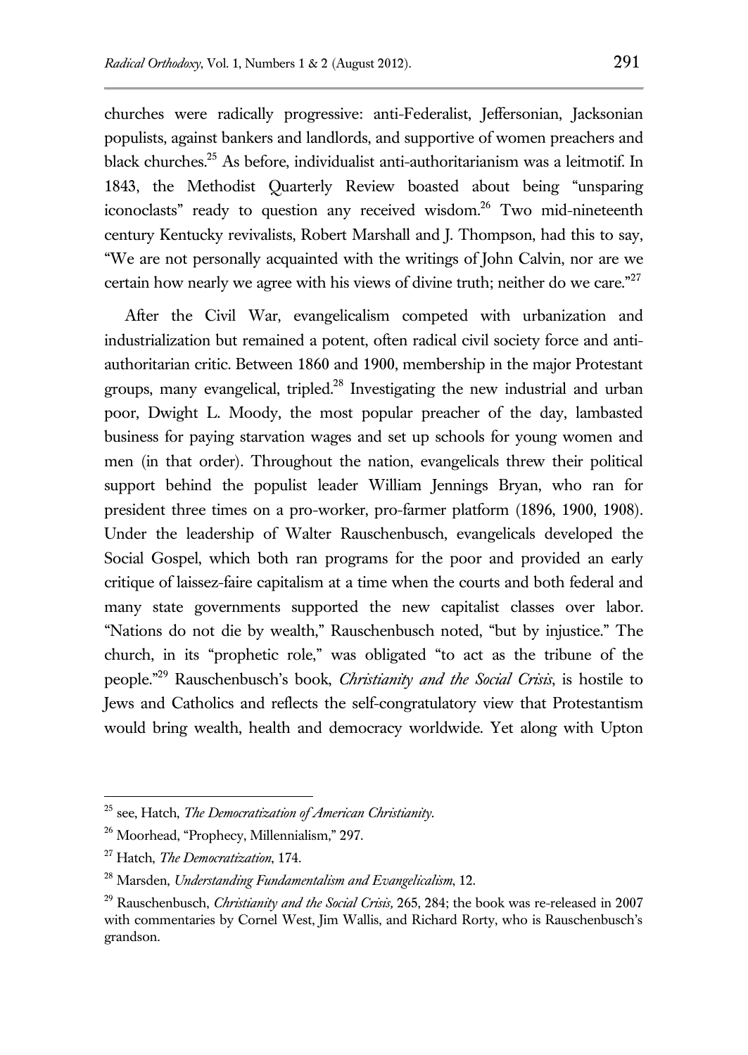churches were radically progressive: anti-Federalist, Jeffersonian, Jacksonian populists, against bankers and landlords, and supportive of women preachers and black churches.[25] As before, individualist anti-authoritarianism was a leitmotif. In 1843, the Methodist Quarterly Review boasted about being "unsparing iconoclasts" ready to question any received wisdom.[26] Two mid-nineteenth century Kentucky revivalists, Robert Marshall and J. Thompson, had this to say, "We are not personally acquainted with the writings of John Calvin, nor are we certain how nearly we agree with his views of divine truth; neither do we care."[27]

After the Civil War, evangelicalism competed with urbanization and industrialization but remained a potent, often radical civil society force and anti-authoritarian critic. Between 1860 and 1900, membership in the major Protestant groups, many evangelical, tripled.[28] Investigating the new industrial and urban poor, Dwight L. Moody, the most popular preacher of the day, lambasted business for paying starvation wages and set up schools for young women and men (in that order). Throughout the nation, evangelicals threw their political support behind the populist leader William Jennings Bryan, who ran for president three times on a pro-worker, pro-farmer platform (1896, 1900, 1908). Under the leadership of Walter Rauschenbusch, evangelicals developed the Social Gospel, which both ran programs for the poor and provided an early critique of laissez-faire capitalism at a time when the courts and both federal and many state governments supported the new capitalist classes over labor. "Nations do not die by wealth," Rauschenbusch noted, "but by injustice." The church, in its "prophetic role," was obligated "to act as the tribune of the people."[29] Rauschenbusch's book, *Christianity and the Social Crisis*, is hostile to Jews and Catholics and reflects the self-congratulatory view that Protestantism would bring wealth, health and democracy worldwide. Yet along with Upton

---

[25] see, Hatch, *The Democratization of American Christianity*.

[26] Moorhead, "Prophecy, Millennialism," 297.

[27] Hatch, *The Democratization*, 174.

[28] Marsden, *Understanding Fundamentalism and Evangelicalism*, 12.

[29] Rauschenbusch, *Christianity and the Social Crisis,* 265, 284; the book was re-released in 2007 with commentaries by Cornel West, Jim Wallis, and Richard Rorty, who is Rauschenbusch's grandson.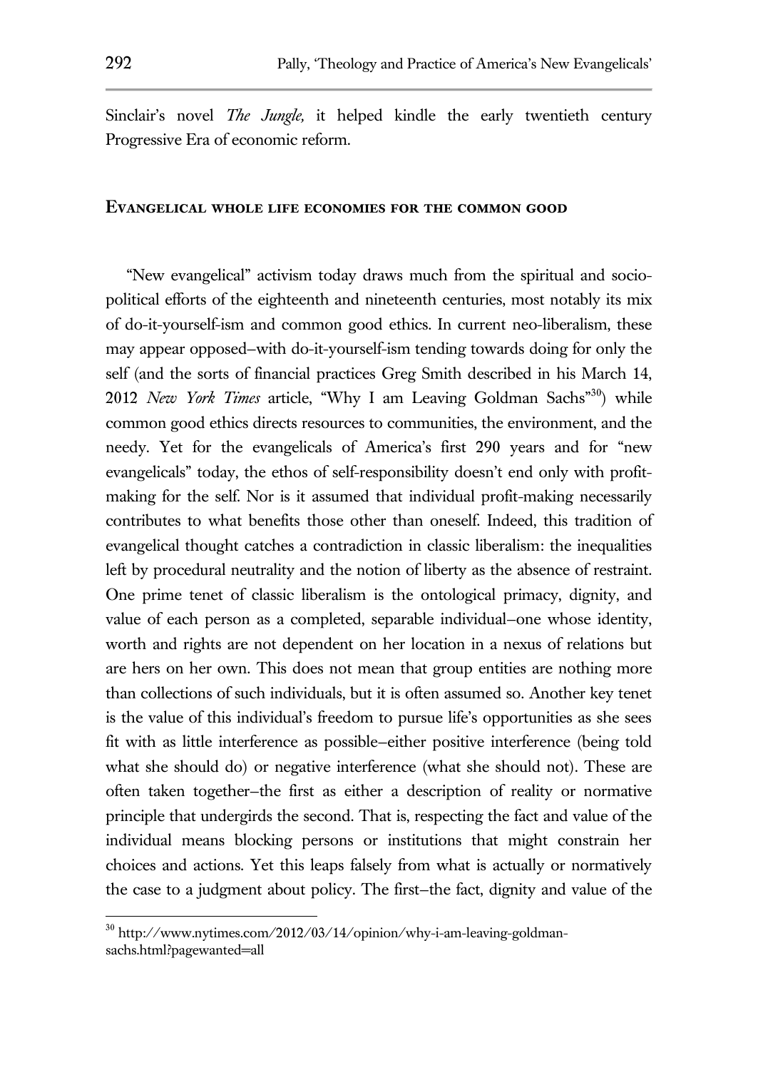Sinclair's novel *The Jungle,* it helped kindle the early twentieth century Progressive Era of economic reform.

## Evangelical whole life economies for the common good

"New evangelical" activism today draws much from the spiritual and socio-political efforts of the eighteenth and nineteenth centuries, most notably its mix of do-it-yourself-ism and common good ethics. In current neo-liberalism, these may appear opposed–with do-it-yourself-ism tending towards doing for only the self (and the sorts of financial practices Greg Smith described in his March 14, 2012 *New York Times* article, "Why I am Leaving Goldman Sachs"[30]) while common good ethics directs resources to communities, the environment, and the needy. Yet for the evangelicals of America's first 290 years and for "new evangelicals" today, the ethos of self-responsibility doesn't end only with profit-making for the self. Nor is it assumed that individual profit-making necessarily contributes to what benefits those other than oneself. Indeed, this tradition of evangelical thought catches a contradiction in classic liberalism: the inequalities left by procedural neutrality and the notion of liberty as the absence of restraint. One prime tenet of classic liberalism is the ontological primacy, dignity, and value of each person as a completed, separable individual–one whose identity, worth and rights are not dependent on her location in a nexus of relations but are hers on her own. This does not mean that group entities are nothing more than collections of such individuals, but it is often assumed so. Another key tenet is the value of this individual's freedom to pursue life's opportunities as she sees fit with as little interference as possible–either positive interference (being told what she should do) or negative interference (what she should not). These are often taken together–the first as either a description of reality or normative principle that undergirds the second. That is, respecting the fact and value of the individual means blocking persons or institutions that might constrain her choices and actions. Yet this leaps falsely from what is actually or normatively the case to a judgment about policy. The first–the fact, dignity and value of the

[30] http://www.nytimes.com/2012/03/14/opinion/why-i-am-leaving-goldman-sachs.html?pagewanted=all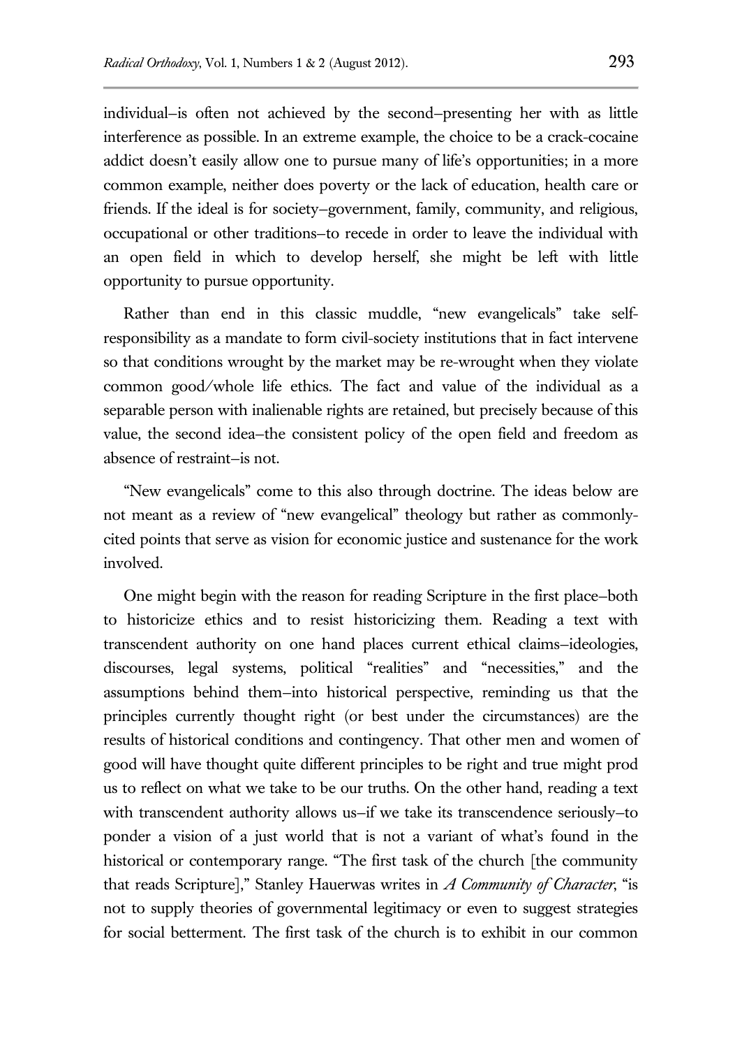individual–is often not achieved by the second–presenting her with as little interference as possible. In an extreme example, the choice to be a crack-cocaine addict doesn't easily allow one to pursue many of life's opportunities; in a more common example, neither does poverty or the lack of education, health care or friends. If the ideal is for society–government, family, community, and religious, occupational or other traditions–to recede in order to leave the individual with an open field in which to develop herself, she might be left with little opportunity to pursue opportunity.

Rather than end in this classic muddle, "new evangelicals" take self-responsibility as a mandate to form civil-society institutions that in fact intervene so that conditions wrought by the market may be re-wrought when they violate common good/whole life ethics. The fact and value of the individual as a separable person with inalienable rights are retained, but precisely because of this value, the second idea–the consistent policy of the open field and freedom as absence of restraint–is not.

"New evangelicals" come to this also through doctrine. The ideas below are not meant as a review of "new evangelical" theology but rather as commonly-cited points that serve as vision for economic justice and sustenance for the work involved.

One might begin with the reason for reading Scripture in the first place–both to historicize ethics and to resist historicizing them. Reading a text with transcendent authority on one hand places current ethical claims–ideologies, discourses, legal systems, political "realities" and "necessities," and the assumptions behind them–into historical perspective, reminding us that the principles currently thought right (or best under the circumstances) are the results of historical conditions and contingency. That other men and women of good will have thought quite different principles to be right and true might prod us to reflect on what we take to be our truths. On the other hand, reading a text with transcendent authority allows us–if we take its transcendence seriously–to ponder a vision of a just world that is not a variant of what's found in the historical or contemporary range. "The first task of the church [the community that reads Scripture]," Stanley Hauerwas writes in *A Community of Character*, "is not to supply theories of governmental legitimacy or even to suggest strategies for social betterment. The first task of the church is to exhibit in our common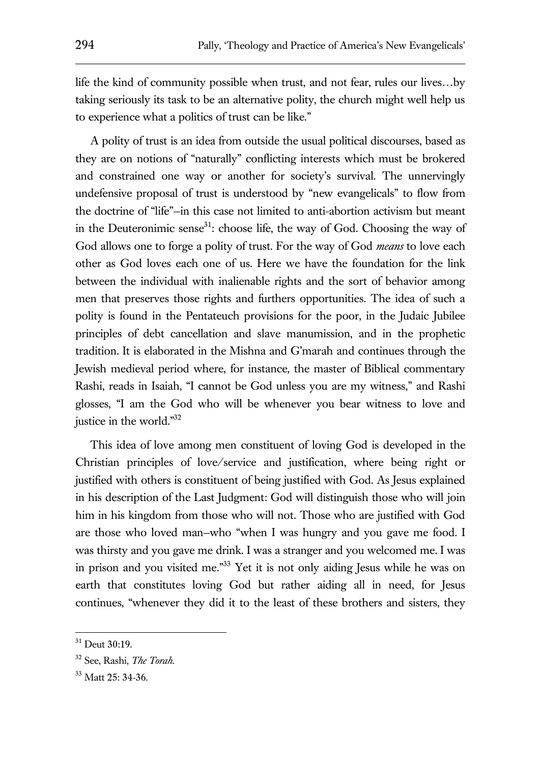life the kind of community possible when trust, and not fear, rules our lives…by taking seriously its task to be an alternative polity, the church might well help us to experience what a politics of trust can be like."

A polity of trust is an idea from outside the usual political discourses, based as they are on notions of "naturally" conflicting interests which must be brokered and constrained one way or another for society's survival. The unnervingly undefensive proposal of trust is understood by "new evangelicals" to flow from the doctrine of "life"–in this case not limited to anti-abortion activism but meant in the Deuteronimic sense[31]: choose life, the way of God. Choosing the way of God allows one to forge a polity of trust. For the way of God *means* to love each other as God loves each one of us. Here we have the foundation for the link between the individual with inalienable rights and the sort of behavior among men that preserves those rights and furthers opportunities. The idea of such a polity is found in the Pentateuch provisions for the poor, in the Judaic Jubilee principles of debt cancellation and slave manumission, and in the prophetic tradition. It is elaborated in the Mishna and G'marah and continues through the Jewish medieval period where, for instance, the master of Biblical commentary Rashi, reads in Isaiah, "I cannot be God unless you are my witness," and Rashi glosses, "I am the God who will be whenever you bear witness to love and justice in the world."[32]

This idea of love among men constituent of loving God is developed in the Christian principles of love/service and justification, where being right or justified with others is constituent of being justified with God. As Jesus explained in his description of the Last Judgment: God will distinguish those who will join him in his kingdom from those who will not. Those who are justified with God are those who loved man–who "when I was hungry and you gave me food. I was thirsty and you gave me drink. I was a stranger and you welcomed me. I was in prison and you visited me."[33] Yet it is not only aiding Jesus while he was on earth that constitutes loving God but rather aiding all in need, for Jesus continues, "whenever they did it to the least of these brothers and sisters, they

---

[31] Deut 30:19.

[32] See, Rashi, *The Torah.*

[33] Matt 25: 34-36.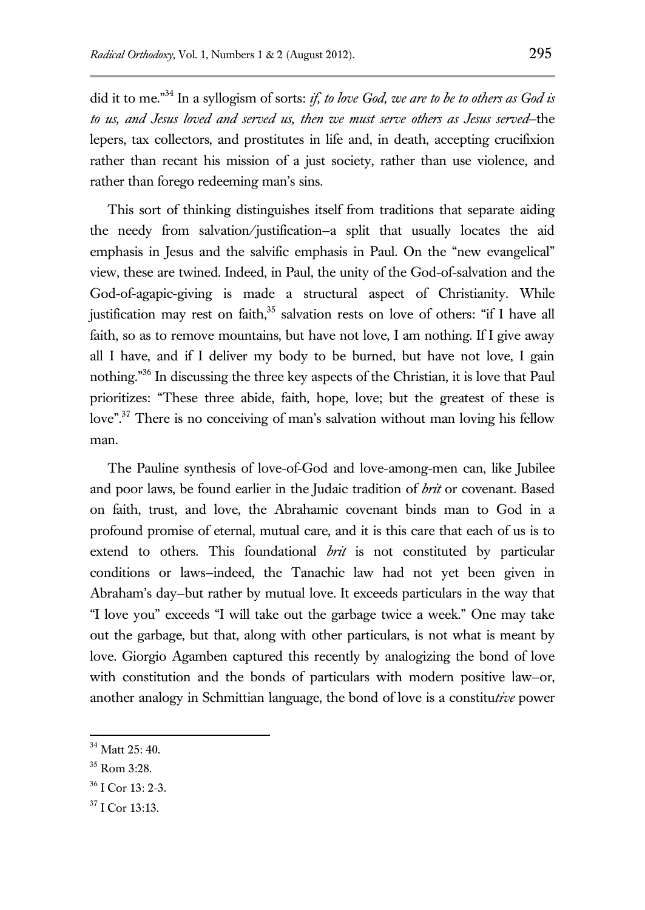did it to me."[34] In a syllogism of sorts: *if, to love God, we are to be to others as God is to us, and Jesus loved and served us, then we must serve others as Jesus served*–the lepers, tax collectors, and prostitutes in life and, in death, accepting crucifixion rather than recant his mission of a just society, rather than use violence, and rather than forego redeeming man's sins.

This sort of thinking distinguishes itself from traditions that separate aiding the needy from salvation/justification–a split that usually locates the aid emphasis in Jesus and the salvific emphasis in Paul. On the "new evangelical" view, these are twined. Indeed, in Paul, the unity of the God-of-salvation and the God-of-agapic-giving is made a structural aspect of Christianity. While justification may rest on faith,[35] salvation rests on love of others: "if I have all faith, so as to remove mountains, but have not love, I am nothing. If I give away all I have, and if I deliver my body to be burned, but have not love, I gain nothing."[36] In discussing the three key aspects of the Christian, it is love that Paul prioritizes: "These three abide, faith, hope, love; but the greatest of these is love".[37] There is no conceiving of man's salvation without man loving his fellow man.

The Pauline synthesis of love-of-God and love-among-men can, like Jubilee and poor laws, be found earlier in the Judaic tradition of *brit* or covenant. Based on faith, trust, and love, the Abrahamic covenant binds man to God in a profound promise of eternal, mutual care, and it is this care that each of us is to extend to others. This foundational *brit* is not constituted by particular conditions or laws–indeed, the Tanachic law had not yet been given in Abraham's day–but rather by mutual love. It exceeds particulars in the way that "I love you" exceeds "I will take out the garbage twice a week." One may take out the garbage, but that, along with other particulars, is not what is meant by love. Giorgio Agamben captured this recently by analogizing the bond of love with constitution and the bonds of particulars with modern positive law–or, another analogy in Schmittian language, the bond of love is a constitu*tive* power

---

[34] Matt 25: 40.

[35] Rom 3:28.

[36] I Cor 13: 2-3.

[37] I Cor 13:13.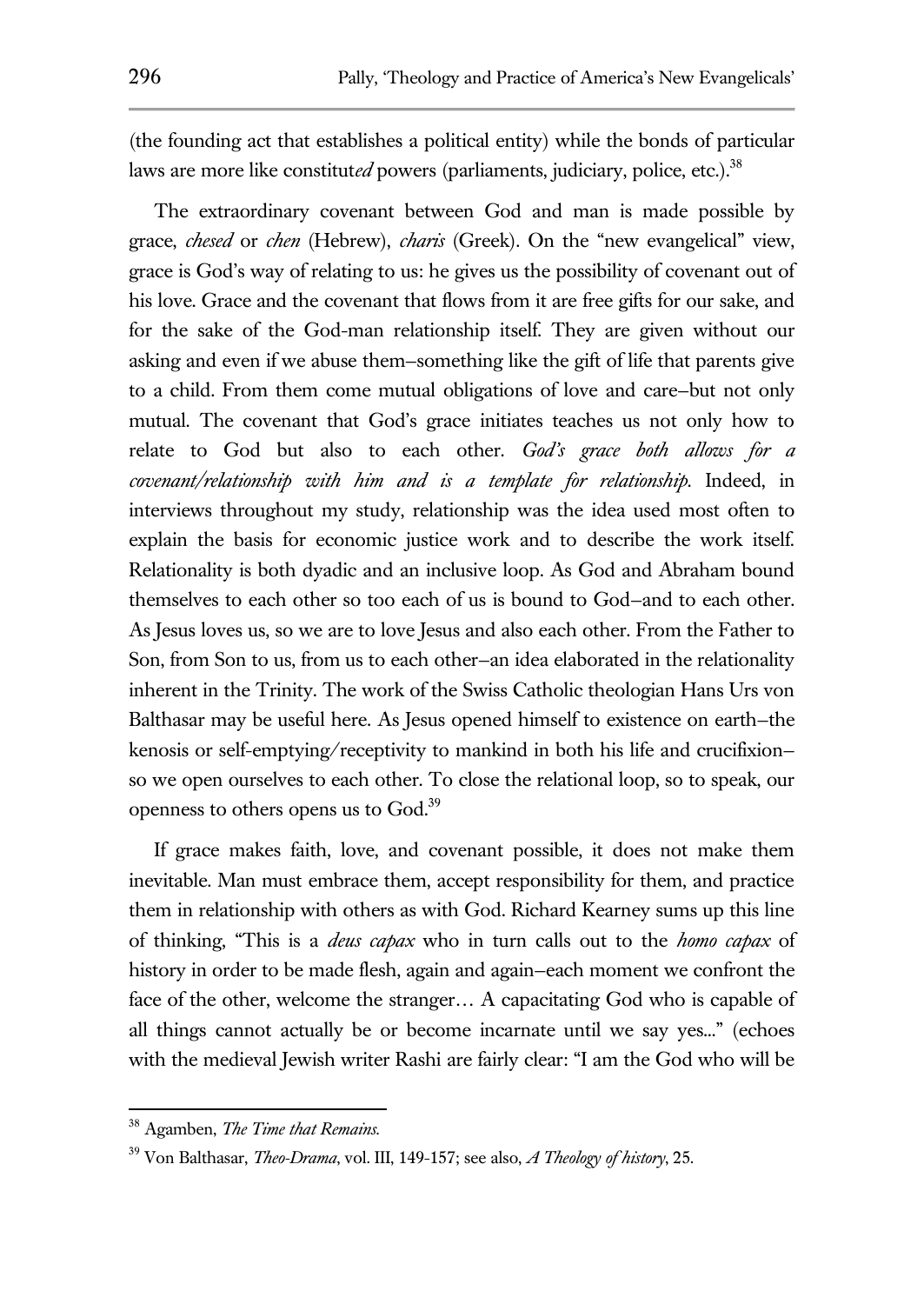(the founding act that establishes a political entity) while the bonds of particular laws are more like constitut*ed* powers (parliaments, judiciary, police, etc.).[38]

The extraordinary covenant between God and man is made possible by grace, *chesed* or *chen* (Hebrew), *charis* (Greek). On the "new evangelical" view, grace is God's way of relating to us: he gives us the possibility of covenant out of his love. Grace and the covenant that flows from it are free gifts for our sake, and for the sake of the God-man relationship itself. They are given without our asking and even if we abuse them–something like the gift of life that parents give to a child. From them come mutual obligations of love and care–but not only mutual. The covenant that God's grace initiates teaches us not only how to relate to God but also to each other. *God's grace both allows for a covenant/relationship with him and is a template for relationship.* Indeed, in interviews throughout my study, relationship was the idea used most often to explain the basis for economic justice work and to describe the work itself. Relationality is both dyadic and an inclusive loop. As God and Abraham bound themselves to each other so too each of us is bound to God–and to each other. As Jesus loves us, so we are to love Jesus and also each other. From the Father to Son, from Son to us, from us to each other–an idea elaborated in the relationality inherent in the Trinity. The work of the Swiss Catholic theologian Hans Urs von Balthasar may be useful here. As Jesus opened himself to existence on earth–the kenosis or self-emptying/receptivity to mankind in both his life and crucifixion–so we open ourselves to each other. To close the relational loop, so to speak, our openness to others opens us to God.[39]

If grace makes faith, love, and covenant possible, it does not make them inevitable. Man must embrace them, accept responsibility for them, and practice them in relationship with others as with God. Richard Kearney sums up this line of thinking, "This is a *deus capax* who in turn calls out to the *homo capax* of history in order to be made flesh, again and again–each moment we confront the face of the other, welcome the stranger… A capacitating God who is capable of all things cannot actually be or become incarnate until we say yes..." (echoes with the medieval Jewish writer Rashi are fairly clear: "I am the God who will be

---

[38] Agamben, *The Time that Remains.*

[39] Von Balthasar, *Theo-Drama*, vol. III, 149-157; see also, *A Theology of history*, 25.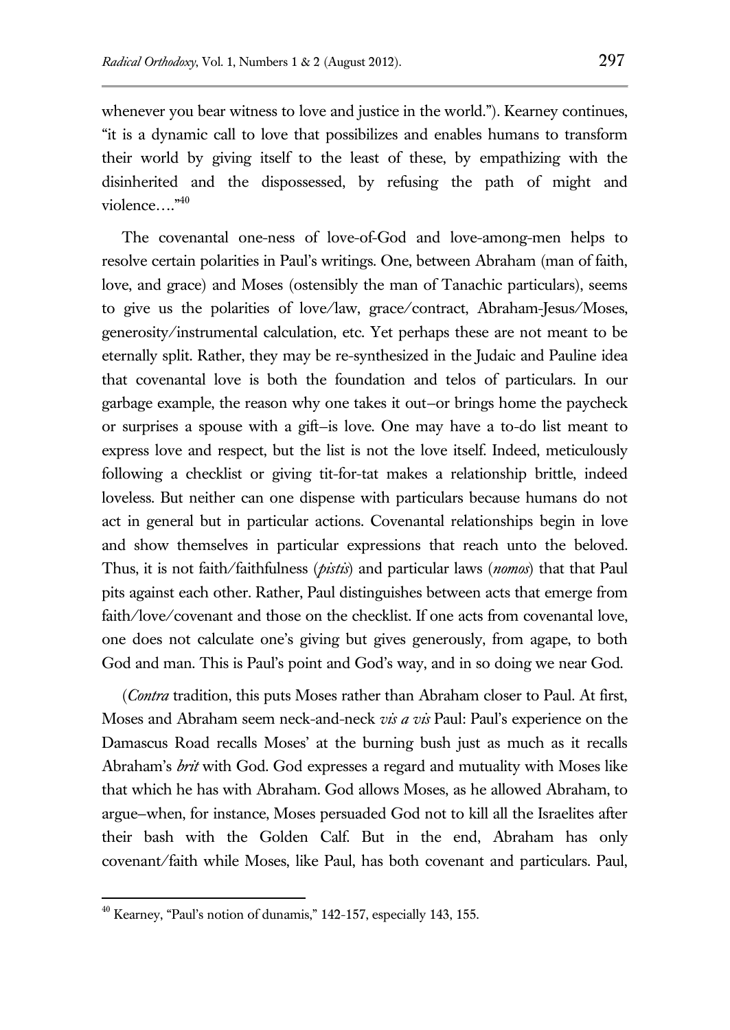whenever you bear witness to love and justice in the world."). Kearney continues, "it is a dynamic call to love that possibilizes and enables humans to transform their world by giving itself to the least of these, by empathizing with the disinherited and the dispossessed, by refusing the path of might and violence…."[40]

The covenantal one-ness of love-of-God and love-among-men helps to resolve certain polarities in Paul's writings. One, between Abraham (man of faith, love, and grace) and Moses (ostensibly the man of Tanachic particulars), seems to give us the polarities of love/law, grace/contract, Abraham-Jesus/Moses, generosity/instrumental calculation, etc. Yet perhaps these are not meant to be eternally split. Rather, they may be re-synthesized in the Judaic and Pauline idea that covenantal love is both the foundation and telos of particulars. In our garbage example, the reason why one takes it out—or brings home the paycheck or surprises a spouse with a gift—is love. One may have a to-do list meant to express love and respect, but the list is not the love itself. Indeed, meticulously following a checklist or giving tit-for-tat makes a relationship brittle, indeed loveless. But neither can one dispense with particulars because humans do not act in general but in particular actions. Covenantal relationships begin in love and show themselves in particular expressions that reach unto the beloved. Thus, it is not faith/faithfulness (*pistis*) and particular laws (*nomos*) that that Paul pits against each other. Rather, Paul distinguishes between acts that emerge from faith/love/covenant and those on the checklist. If one acts from covenantal love, one does not calculate one's giving but gives generously, from agape, to both God and man. This is Paul's point and God's way, and in so doing we near God.

(*Contra* tradition, this puts Moses rather than Abraham closer to Paul. At first, Moses and Abraham seem neck-and-neck *vis a vis* Paul: Paul's experience on the Damascus Road recalls Moses' at the burning bush just as much as it recalls Abraham's *brit* with God. God expresses a regard and mutuality with Moses like that which he has with Abraham. God allows Moses, as he allowed Abraham, to argue—when, for instance, Moses persuaded God not to kill all the Israelites after their bash with the Golden Calf. But in the end, Abraham has only covenant/faith while Moses, like Paul, has both covenant and particulars. Paul,

---

[40] Kearney, "Paul's notion of dunamis," 142-157, especially 143, 155.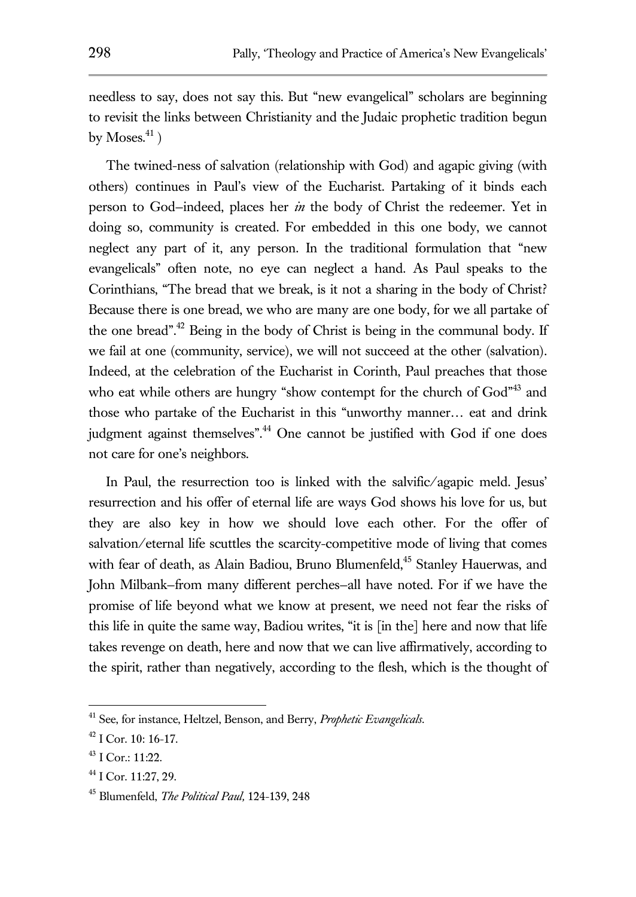needless to say, does not say this. But "new evangelical" scholars are beginning to revisit the links between Christianity and the Judaic prophetic tradition begun by Moses.[41] )

The twined-ness of salvation (relationship with God) and agapic giving (with others) continues in Paul's view of the Eucharist. Partaking of it binds each person to God–indeed, places her *in* the body of Christ the redeemer. Yet in doing so, community is created. For embedded in this one body, we cannot neglect any part of it, any person. In the traditional formulation that "new evangelicals" often note, no eye can neglect a hand. As Paul speaks to the Corinthians, "The bread that we break, is it not a sharing in the body of Christ? Because there is one bread, we who are many are one body, for we all partake of the one bread".[42] Being in the body of Christ is being in the communal body. If we fail at one (community, service), we will not succeed at the other (salvation). Indeed, at the celebration of the Eucharist in Corinth, Paul preaches that those who eat while others are hungry "show contempt for the church of God"[43] and those who partake of the Eucharist in this "unworthy manner… eat and drink judgment against themselves".[44] One cannot be justified with God if one does not care for one's neighbors.

In Paul, the resurrection too is linked with the salvific/agapic meld. Jesus' resurrection and his offer of eternal life are ways God shows his love for us, but they are also key in how we should love each other. For the offer of salvation/eternal life scuttles the scarcity-competitive mode of living that comes with fear of death, as Alain Badiou, Bruno Blumenfeld,[45] Stanley Hauerwas, and John Milbank–from many different perches–all have noted. For if we have the promise of life beyond what we know at present, we need not fear the risks of this life in quite the same way, Badiou writes, "it is [in the] here and now that life takes revenge on death, here and now that we can live affirmatively, according to the spirit, rather than negatively, according to the flesh, which is the thought of

---

[41] See, for instance, Heltzel, Benson, and Berry, *Prophetic Evangelicals*.

[42] I Cor. 10: 16-17.

[43] I Cor.: 11:22.

[44] I Cor. 11:27, 29.

[45] Blumenfeld, *The Political Paul,* 124-139, 248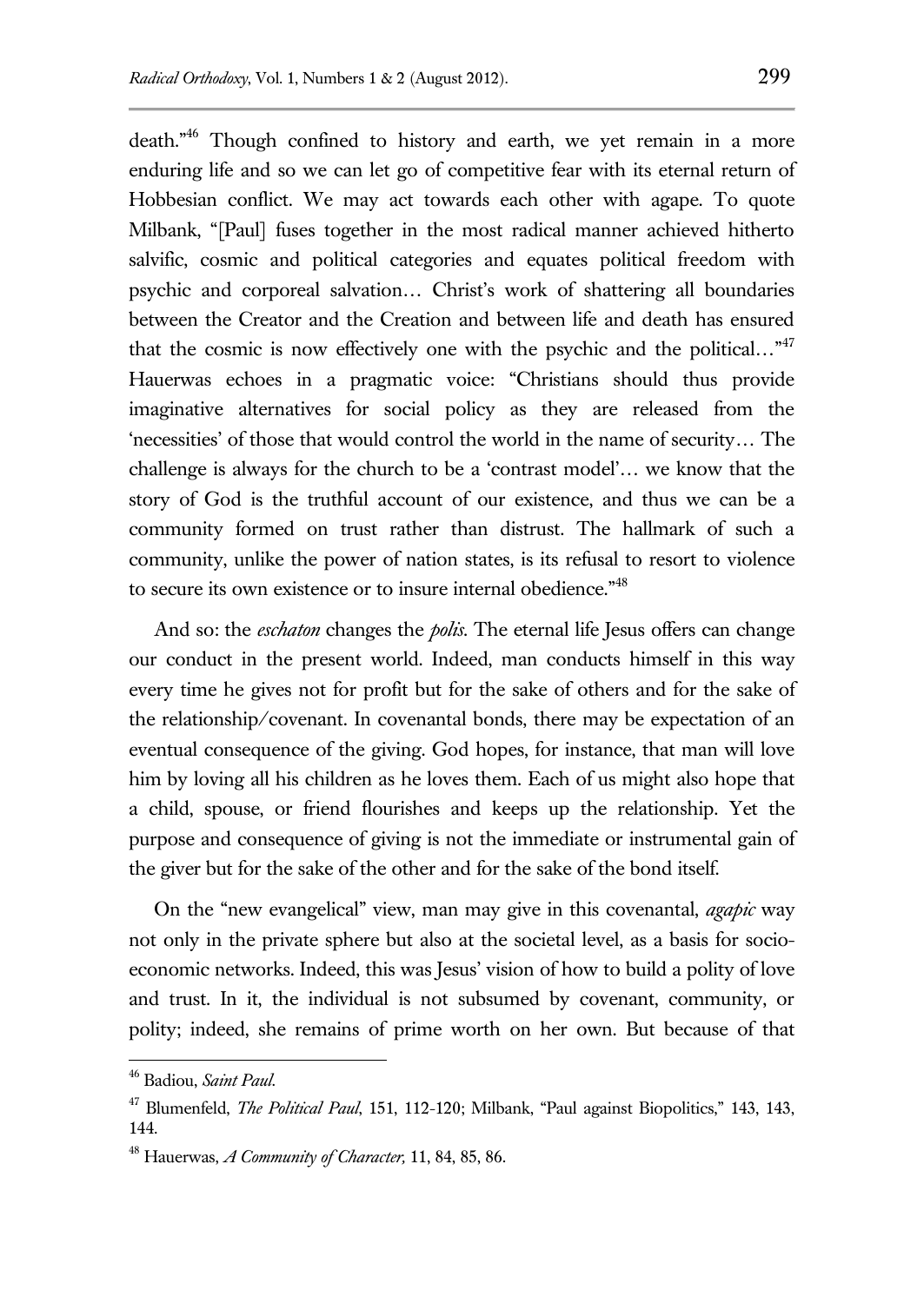death."[46] Though confined to history and earth, we yet remain in a more enduring life and so we can let go of competitive fear with its eternal return of Hobbesian conflict. We may act towards each other with agape. To quote Milbank, "[Paul] fuses together in the most radical manner achieved hitherto salvific, cosmic and political categories and equates political freedom with psychic and corporeal salvation… Christ's work of shattering all boundaries between the Creator and the Creation and between life and death has ensured that the cosmic is now effectively one with the psychic and the political…"[47] Hauerwas echoes in a pragmatic voice: "Christians should thus provide imaginative alternatives for social policy as they are released from the 'necessities' of those that would control the world in the name of security… The challenge is always for the church to be a 'contrast model'… we know that the story of God is the truthful account of our existence, and thus we can be a community formed on trust rather than distrust. The hallmark of such a community, unlike the power of nation states, is its refusal to resort to violence to secure its own existence or to insure internal obedience."[48]

And so: the *eschaton* changes the *polis*. The eternal life Jesus offers can change our conduct in the present world. Indeed, man conducts himself in this way every time he gives not for profit but for the sake of others and for the sake of the relationship/covenant. In covenantal bonds, there may be expectation of an eventual consequence of the giving. God hopes, for instance, that man will love him by loving all his children as he loves them. Each of us might also hope that a child, spouse, or friend flourishes and keeps up the relationship. Yet the purpose and consequence of giving is not the immediate or instrumental gain of the giver but for the sake of the other and for the sake of the bond itself.

On the "new evangelical" view, man may give in this covenantal, *agapic* way not only in the private sphere but also at the societal level, as a basis for socio-economic networks. Indeed, this was Jesus' vision of how to build a polity of love and trust. In it, the individual is not subsumed by covenant, community, or polity; indeed, she remains of prime worth on her own. But because of that

---

[46] Badiou, *Saint Paul.*

[47] Blumenfeld, *The Political Paul*, 151, 112-120; Milbank, "Paul against Biopolitics," 143, 143, 144.

[48] Hauerwas, *A Community of Character,* 11, 84, 85, 86.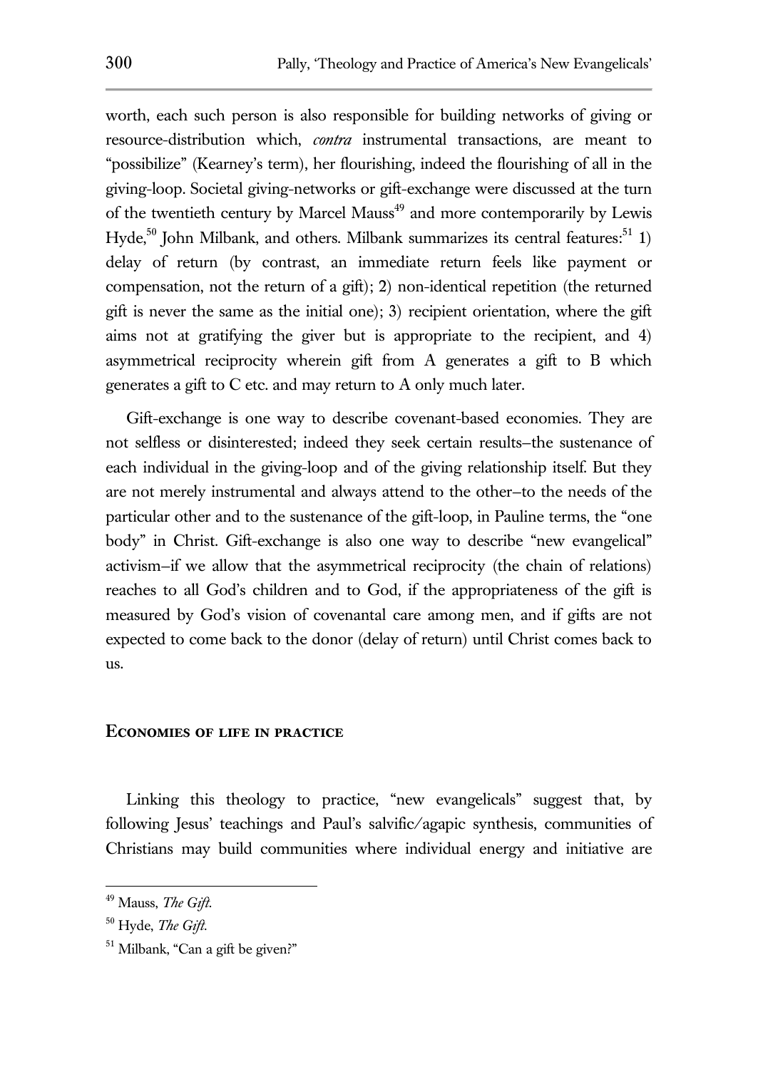worth, each such person is also responsible for building networks of giving or resource-distribution which, *contra* instrumental transactions, are meant to "possibilize" (Kearney's term), her flourishing, indeed the flourishing of all in the giving-loop. Societal giving-networks or gift-exchange were discussed at the turn of the twentieth century by Marcel Mauss[49] and more contemporarily by Lewis Hyde,[50] John Milbank, and others. Milbank summarizes its central features:[51] 1) delay of return (by contrast, an immediate return feels like payment or compensation, not the return of a gift); 2) non-identical repetition (the returned gift is never the same as the initial one); 3) recipient orientation, where the gift aims not at gratifying the giver but is appropriate to the recipient, and 4) asymmetrical reciprocity wherein gift from A generates a gift to B which generates a gift to C etc. and may return to A only much later.

Gift-exchange is one way to describe covenant-based economies. They are not selfless or disinterested; indeed they seek certain results–the sustenance of each individual in the giving-loop and of the giving relationship itself. But they are not merely instrumental and always attend to the other–to the needs of the particular other and to the sustenance of the gift-loop, in Pauline terms, the "one body" in Christ. Gift-exchange is also one way to describe "new evangelical" activism–if we allow that the asymmetrical reciprocity (the chain of relations) reaches to all God's children and to God, if the appropriateness of the gift is measured by God's vision of covenantal care among men, and if gifts are not expected to come back to the donor (delay of return) until Christ comes back to us.

## Economies of life in practice

Linking this theology to practice, "new evangelicals" suggest that, by following Jesus' teachings and Paul's salvific/agapic synthesis, communities of Christians may build communities where individual energy and initiative are

[49] Mauss, *The Gift.*

[50] Hyde, *The Gift.*

[51] Milbank, "Can a gift be given?"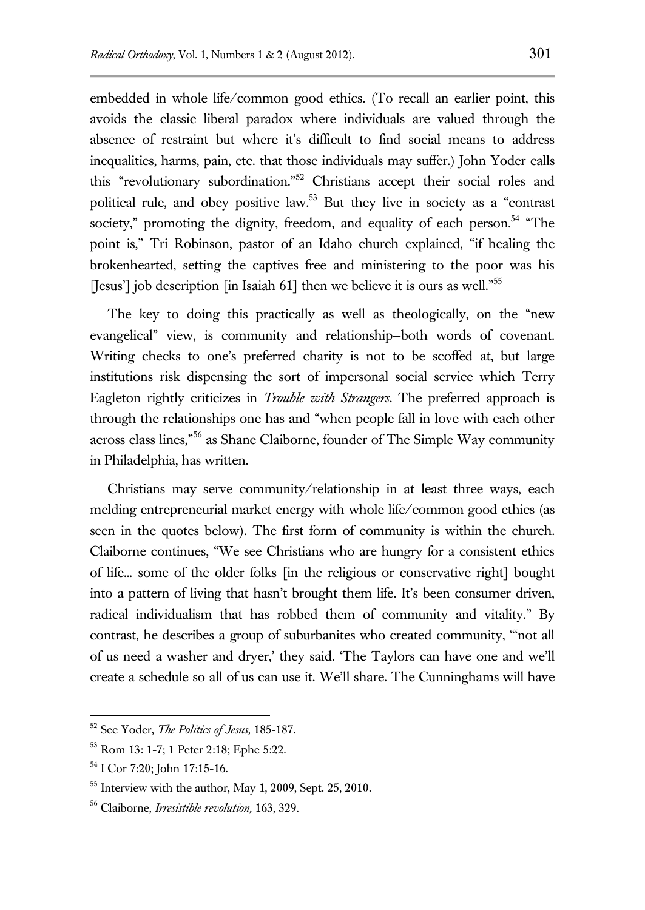embedded in whole life/common good ethics. (To recall an earlier point, this avoids the classic liberal paradox where individuals are valued through the absence of restraint but where it's difficult to find social means to address inequalities, harms, pain, etc. that those individuals may suffer.) John Yoder calls this "revolutionary subordination."[52] Christians accept their social roles and political rule, and obey positive law.[53] But they live in society as a "contrast society," promoting the dignity, freedom, and equality of each person.[54] "The point is," Tri Robinson, pastor of an Idaho church explained, "if healing the brokenhearted, setting the captives free and ministering to the poor was his [Jesus'] job description [in Isaiah 61] then we believe it is ours as well."[55]

The key to doing this practically as well as theologically, on the "new evangelical" view, is community and relationship–both words of covenant. Writing checks to one's preferred charity is not to be scoffed at, but large institutions risk dispensing the sort of impersonal social service which Terry Eagleton rightly criticizes in *Trouble with Strangers*. The preferred approach is through the relationships one has and "when people fall in love with each other across class lines,"[56] as Shane Claiborne, founder of The Simple Way community in Philadelphia, has written.

Christians may serve community/relationship in at least three ways, each melding entrepreneurial market energy with whole life/common good ethics (as seen in the quotes below). The first form of community is within the church. Claiborne continues, "We see Christians who are hungry for a consistent ethics of life... some of the older folks [in the religious or conservative right] bought into a pattern of living that hasn't brought them life. It's been consumer driven, radical individualism that has robbed them of community and vitality." By contrast, he describes a group of suburbanites who created community, "'not all of us need a washer and dryer,' they said. 'The Taylors can have one and we'll create a schedule so all of us can use it. We'll share. The Cunninghams will have

---

[52] See Yoder, *The Politics of Jesus,* 185-187.

[53] Rom 13: 1-7; 1 Peter 2:18; Ephe 5:22.

[54] I Cor 7:20; John 17:15-16.

[55] Interview with the author, May 1, 2009, Sept. 25, 2010.

[56] Claiborne, *Irresistible revolution,* 163, 329.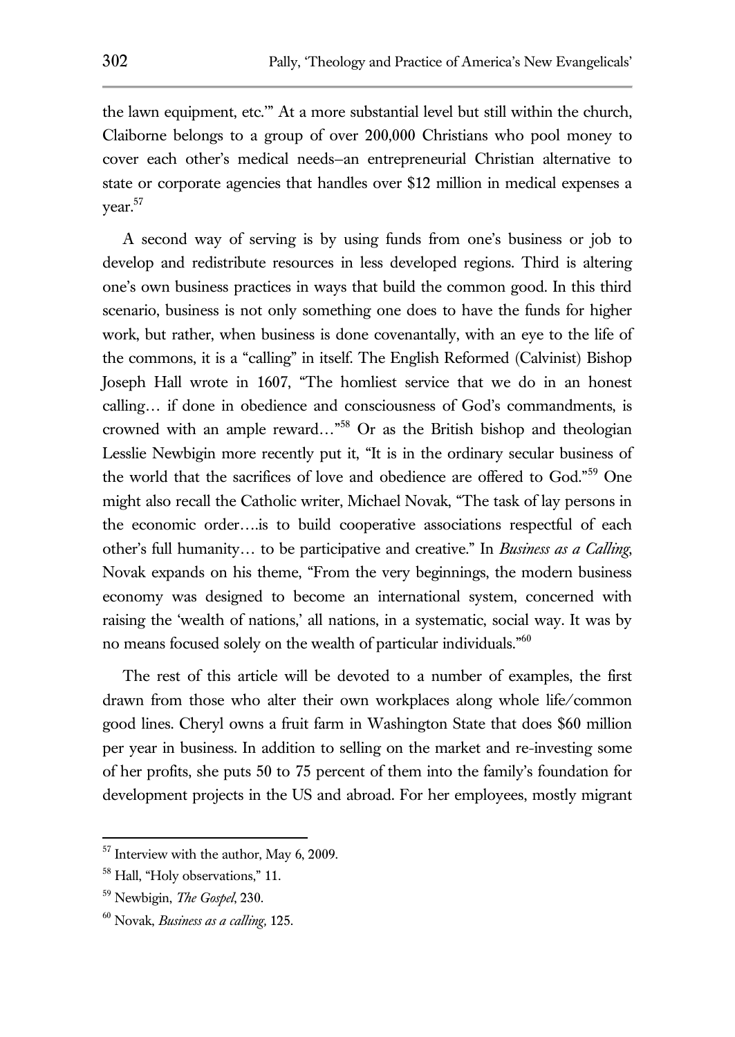the lawn equipment, etc.'" At a more substantial level but still within the church, Claiborne belongs to a group of over 200,000 Christians who pool money to cover each other's medical needs–an entrepreneurial Christian alternative to state or corporate agencies that handles over $12 million in medical expenses a year.[57]

A second way of serving is by using funds from one's business or job to develop and redistribute resources in less developed regions. Third is altering one's own business practices in ways that build the common good. In this third scenario, business is not only something one does to have the funds for higher work, but rather, when business is done covenantally, with an eye to the life of the commons, it is a "calling" in itself. The English Reformed (Calvinist) Bishop Joseph Hall wrote in 1607, "The homliest service that we do in an honest calling… if done in obedience and consciousness of God's commandments, is crowned with an ample reward…"[58] Or as the British bishop and theologian Lesslie Newbigin more recently put it, "It is in the ordinary secular business of the world that the sacrifices of love and obedience are offered to God."[59] One might also recall the Catholic writer, Michael Novak, "The task of lay persons in the economic order….is to build cooperative associations respectful of each other's full humanity… to be participative and creative." In *Business as a Calling*, Novak expands on his theme, "From the very beginnings, the modern business economy was designed to become an international system, concerned with raising the 'wealth of nations,' all nations, in a systematic, social way. It was by no means focused solely on the wealth of particular individuals."[60]

The rest of this article will be devoted to a number of examples, the first drawn from those who alter their own workplaces along whole life/common good lines. Cheryl owns a fruit farm in Washington State that does $60 million per year in business. In addition to selling on the market and re-investing some of her profits, she puts 50 to 75 percent of them into the family's foundation for development projects in the US and abroad. For her employees, mostly migrant

---

[57] Interview with the author, May 6, 2009.

[58] Hall, "Holy observations," 11.

[59] Newbigin, *The Gospel*, 230.

[60] Novak, *Business as a calling,* 125.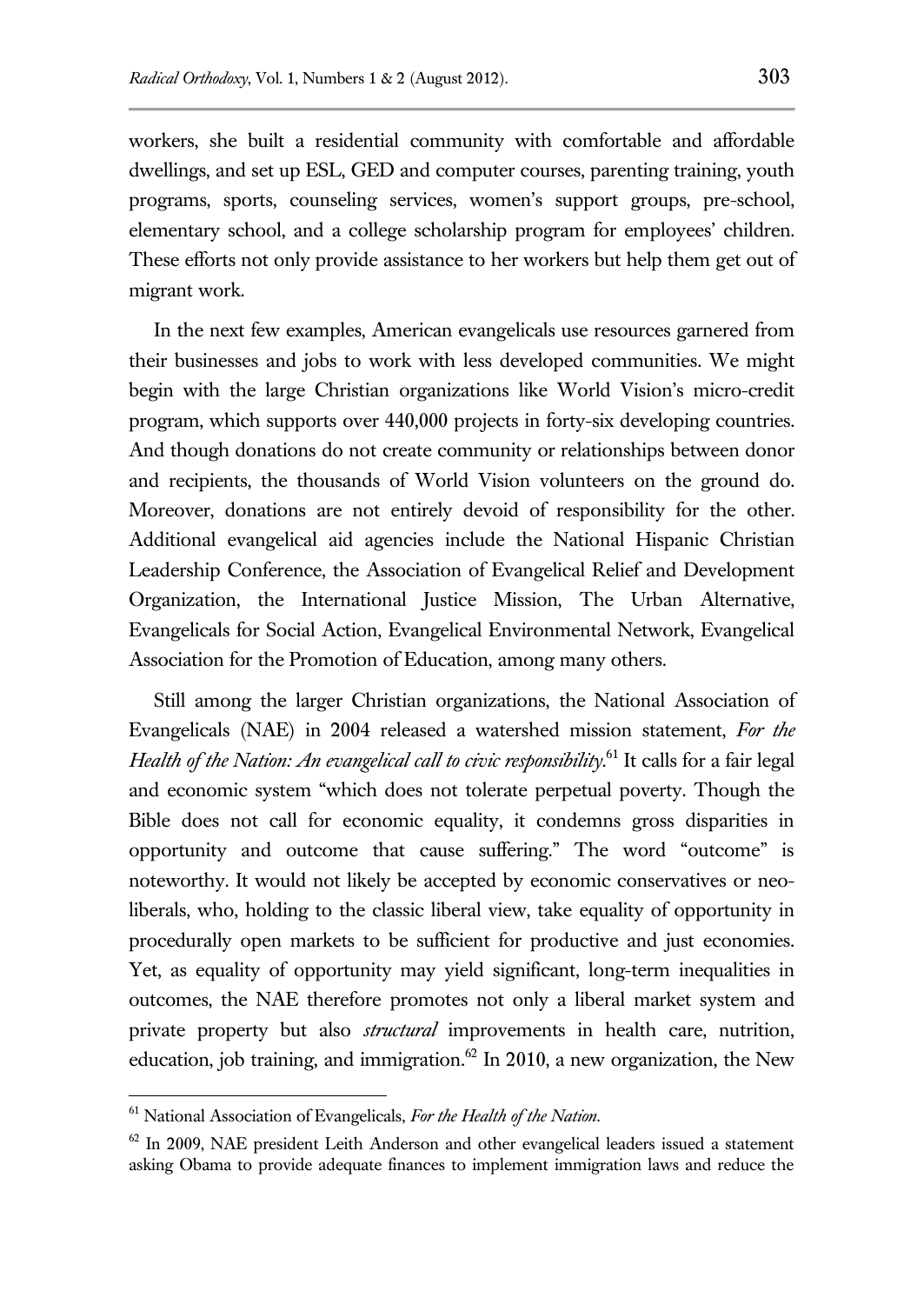workers, she built a residential community with comfortable and affordable dwellings, and set up ESL, GED and computer courses, parenting training, youth programs, sports, counseling services, women's support groups, pre-school, elementary school, and a college scholarship program for employees' children. These efforts not only provide assistance to her workers but help them get out of migrant work.

In the next few examples, American evangelicals use resources garnered from their businesses and jobs to work with less developed communities. We might begin with the large Christian organizations like World Vision's micro-credit program, which supports over 440,000 projects in forty-six developing countries. And though donations do not create community or relationships between donor and recipients, the thousands of World Vision volunteers on the ground do. Moreover, donations are not entirely devoid of responsibility for the other. Additional evangelical aid agencies include the National Hispanic Christian Leadership Conference, the Association of Evangelical Relief and Development Organization, the International Justice Mission, The Urban Alternative, Evangelicals for Social Action, Evangelical Environmental Network, Evangelical Association for the Promotion of Education, among many others.

Still among the larger Christian organizations, the National Association of Evangelicals (NAE) in 2004 released a watershed mission statement, *For the Health of the Nation: An evangelical call to civic responsibility*.[61] It calls for a fair legal and economic system "which does not tolerate perpetual poverty. Though the Bible does not call for economic equality, it condemns gross disparities in opportunity and outcome that cause suffering." The word "outcome" is noteworthy. It would not likely be accepted by economic conservatives or neo-liberals, who, holding to the classic liberal view, take equality of opportunity in procedurally open markets to be sufficient for productive and just economies. Yet, as equality of opportunity may yield significant, long-term inequalities in outcomes, the NAE therefore promotes not only a liberal market system and private property but also *structural* improvements in health care, nutrition, education, job training, and immigration.[62] In 2010, a new organization, the New

---

[61] National Association of Evangelicals, *For the Health of the Nation*.

[62] In 2009, NAE president Leith Anderson and other evangelical leaders issued a statement asking Obama to provide adequate finances to implement immigration laws and reduce the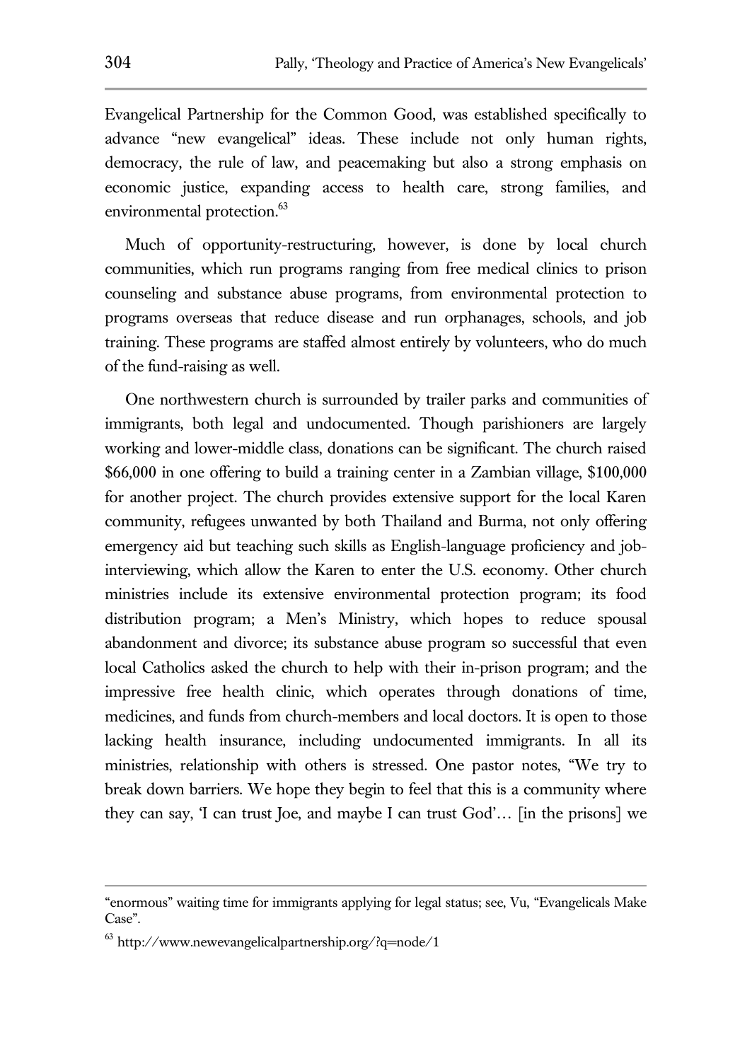Evangelical Partnership for the Common Good, was established specifically to advance "new evangelical" ideas. These include not only human rights, democracy, the rule of law, and peacemaking but also a strong emphasis on economic justice, expanding access to health care, strong families, and environmental protection.[63]

Much of opportunity-restructuring, however, is done by local church communities, which run programs ranging from free medical clinics to prison counseling and substance abuse programs, from environmental protection to programs overseas that reduce disease and run orphanages, schools, and job training. These programs are staffed almost entirely by volunteers, who do much of the fund-raising as well.

One northwestern church is surrounded by trailer parks and communities of immigrants, both legal and undocumented. Though parishioners are largely working and lower-middle class, donations can be significant. The church raised $66,000 in one offering to build a training center in a Zambian village, $100,000 for another project. The church provides extensive support for the local Karen community, refugees unwanted by both Thailand and Burma, not only offering emergency aid but teaching such skills as English-language proficiency and job-interviewing, which allow the Karen to enter the U.S. economy. Other church ministries include its extensive environmental protection program; its food distribution program; a Men's Ministry, which hopes to reduce spousal abandonment and divorce; its substance abuse program so successful that even local Catholics asked the church to help with their in-prison program; and the impressive free health clinic, which operates through donations of time, medicines, and funds from church-members and local doctors. It is open to those lacking health insurance, including undocumented immigrants. In all its ministries, relationship with others is stressed. One pastor notes, "We try to break down barriers. We hope they begin to feel that this is a community where they can say, 'I can trust Joe, and maybe I can trust God'… [in the prisons] we

---

"enormous" waiting time for immigrants applying for legal status; see, Vu, "Evangelicals Make Case".

[63] http://www.newevangelicalpartnership.org/?q=node/1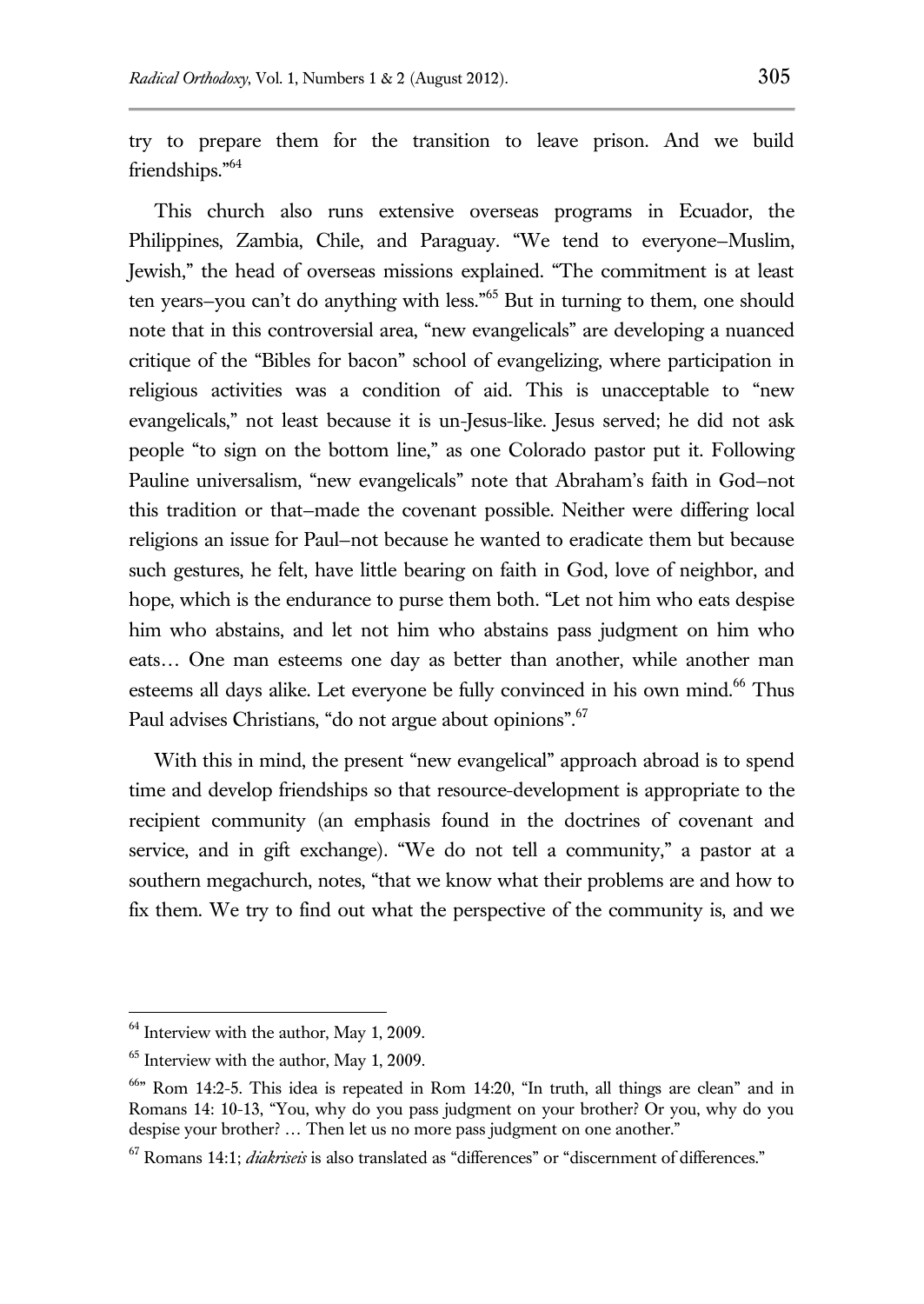try to prepare them for the transition to leave prison. And we build friendships."[64]

This church also runs extensive overseas programs in Ecuador, the Philippines, Zambia, Chile, and Paraguay. "We tend to everyone–Muslim, Jewish," the head of overseas missions explained. "The commitment is at least ten years–you can't do anything with less."[65] But in turning to them, one should note that in this controversial area, "new evangelicals" are developing a nuanced critique of the "Bibles for bacon" school of evangelizing, where participation in religious activities was a condition of aid. This is unacceptable to "new evangelicals," not least because it is un-Jesus-like. Jesus served; he did not ask people "to sign on the bottom line," as one Colorado pastor put it. Following Pauline universalism, "new evangelicals" note that Abraham's faith in God–not this tradition or that–made the covenant possible. Neither were differing local religions an issue for Paul–not because he wanted to eradicate them but because such gestures, he felt, have little bearing on faith in God, love of neighbor, and hope, which is the endurance to purse them both. "Let not him who eats despise him who abstains, and let not him who abstains pass judgment on him who eats… One man esteems one day as better than another, while another man esteems all days alike. Let everyone be fully convinced in his own mind.[66] Thus Paul advises Christians, "do not argue about opinions".[67]

With this in mind, the present "new evangelical" approach abroad is to spend time and develop friendships so that resource-development is appropriate to the recipient community (an emphasis found in the doctrines of covenant and service, and in gift exchange). "We do not tell a community," a pastor at a southern megachurch, notes, "that we know what their problems are and how to fix them. We try to find out what the perspective of the community is, and we

---

[64] Interview with the author, May 1, 2009.

[65] Interview with the author, May 1, 2009.

[66]" Rom 14:2-5. This idea is repeated in Rom 14:20, "In truth, all things are clean" and in Romans 14: 10-13, "You, why do you pass judgment on your brother? Or you, why do you despise your brother? … Then let us no more pass judgment on one another."

[67] Romans 14:1; *diakriseis* is also translated as "differences" or "discernment of differences."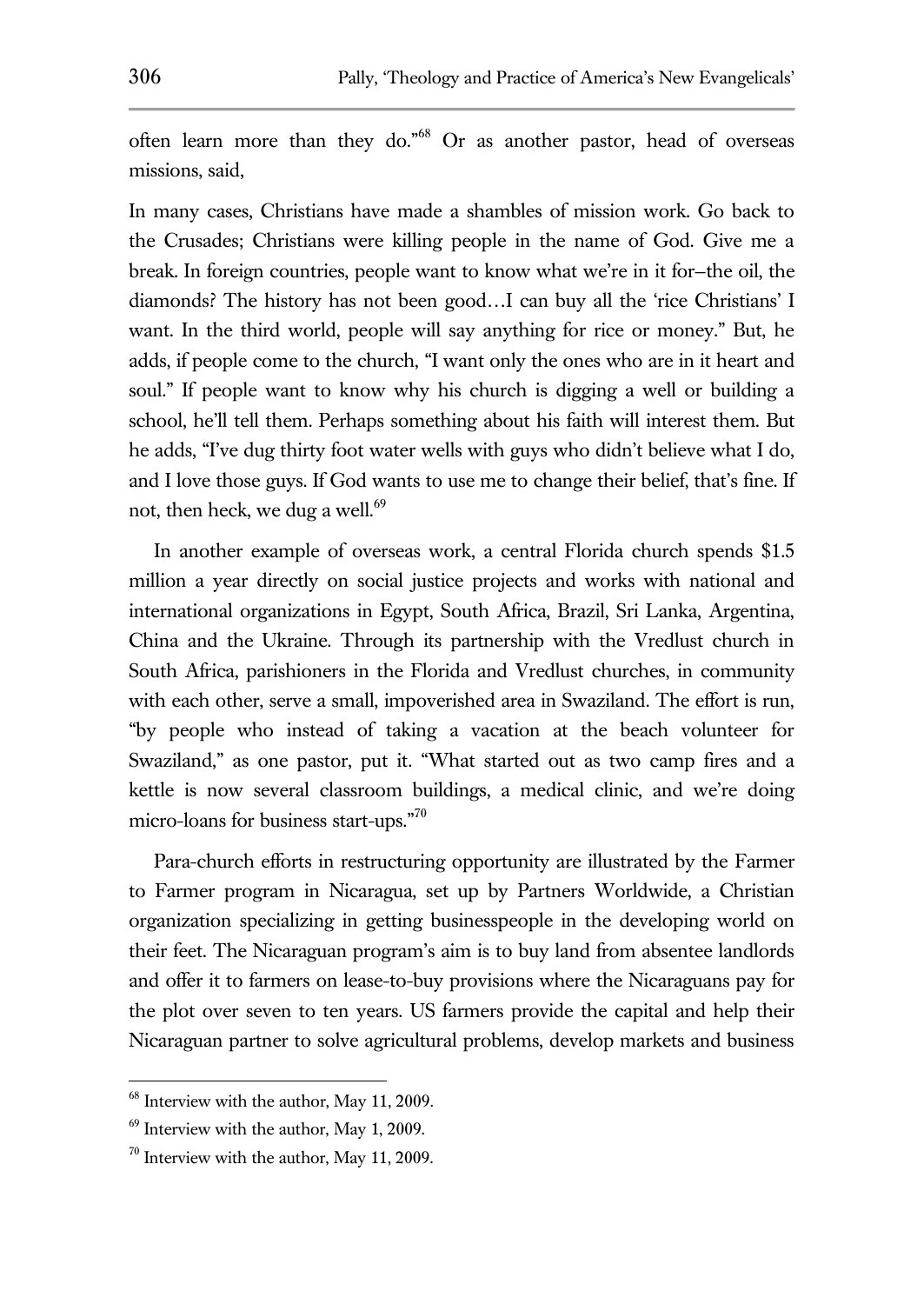often learn more than they do."[68] Or as another pastor, head of overseas missions, said,

In many cases, Christians have made a shambles of mission work. Go back to the Crusades; Christians were killing people in the name of God. Give me a break. In foreign countries, people want to know what we're in it for–the oil, the diamonds? The history has not been good…I can buy all the 'rice Christians' I want. In the third world, people will say anything for rice or money." But, he adds, if people come to the church, "I want only the ones who are in it heart and soul." If people want to know why his church is digging a well or building a school, he'll tell them. Perhaps something about his faith will interest them. But he adds, "I've dug thirty foot water wells with guys who didn't believe what I do, and I love those guys. If God wants to use me to change their belief, that's fine. If not, then heck, we dug a well.[69]

In another example of overseas work, a central Florida church spends $1.5 million a year directly on social justice projects and works with national and international organizations in Egypt, South Africa, Brazil, Sri Lanka, Argentina, China and the Ukraine. Through its partnership with the Vredlust church in South Africa, parishioners in the Florida and Vredlust churches, in community with each other, serve a small, impoverished area in Swaziland. The effort is run, "by people who instead of taking a vacation at the beach volunteer for Swaziland," as one pastor, put it. "What started out as two camp fires and a kettle is now several classroom buildings, a medical clinic, and we're doing micro-loans for business start-ups."[70]

Para-church efforts in restructuring opportunity are illustrated by the Farmer to Farmer program in Nicaragua, set up by Partners Worldwide, a Christian organization specializing in getting businesspeople in the developing world on their feet. The Nicaraguan program's aim is to buy land from absentee landlords and offer it to farmers on lease-to-buy provisions where the Nicaraguans pay for the plot over seven to ten years. US farmers provide the capital and help their Nicaraguan partner to solve agricultural problems, develop markets and business

---

[68] Interview with the author, May 11, 2009.

[69] Interview with the author, May 1, 2009.

[70] Interview with the author, May 11, 2009.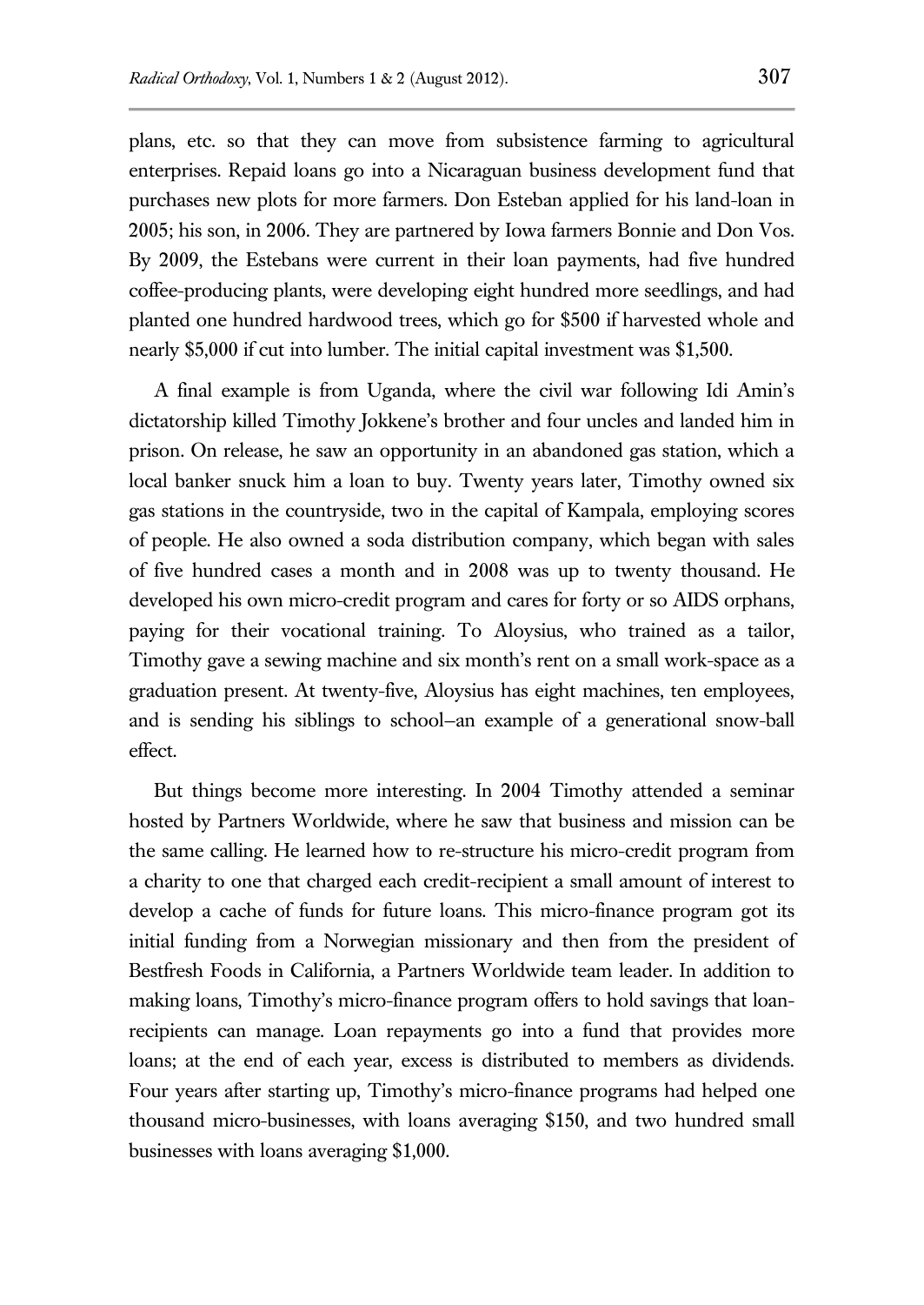plans, etc. so that they can move from subsistence farming to agricultural enterprises. Repaid loans go into a Nicaraguan business development fund that purchases new plots for more farmers. Don Esteban applied for his land-loan in 2005; his son, in 2006. They are partnered by Iowa farmers Bonnie and Don Vos. By 2009, the Estebans were current in their loan payments, had five hundred coffee-producing plants, were developing eight hundred more seedlings, and had planted one hundred hardwood trees, which go for $500 if harvested whole and nearly $5,000 if cut into lumber. The initial capital investment was $1,500.

A final example is from Uganda, where the civil war following Idi Amin's dictatorship killed Timothy Jokkene's brother and four uncles and landed him in prison. On release, he saw an opportunity in an abandoned gas station, which a local banker snuck him a loan to buy. Twenty years later, Timothy owned six gas stations in the countryside, two in the capital of Kampala, employing scores of people. He also owned a soda distribution company, which began with sales of five hundred cases a month and in 2008 was up to twenty thousand. He developed his own micro-credit program and cares for forty or so AIDS orphans, paying for their vocational training. To Aloysius, who trained as a tailor, Timothy gave a sewing machine and six month's rent on a small work-space as a graduation present. At twenty-five, Aloysius has eight machines, ten employees, and is sending his siblings to school–an example of a generational snow-ball effect.

But things become more interesting. In 2004 Timothy attended a seminar hosted by Partners Worldwide, where he saw that business and mission can be the same calling. He learned how to re-structure his micro-credit program from a charity to one that charged each credit-recipient a small amount of interest to develop a cache of funds for future loans. This micro-finance program got its initial funding from a Norwegian missionary and then from the president of Bestfresh Foods in California, a Partners Worldwide team leader. In addition to making loans, Timothy's micro-finance program offers to hold savings that loan-recipients can manage. Loan repayments go into a fund that provides more loans; at the end of each year, excess is distributed to members as dividends. Four years after starting up, Timothy's micro-finance programs had helped one thousand micro-businesses, with loans averaging $150, and two hundred small businesses with loans averaging $1,000.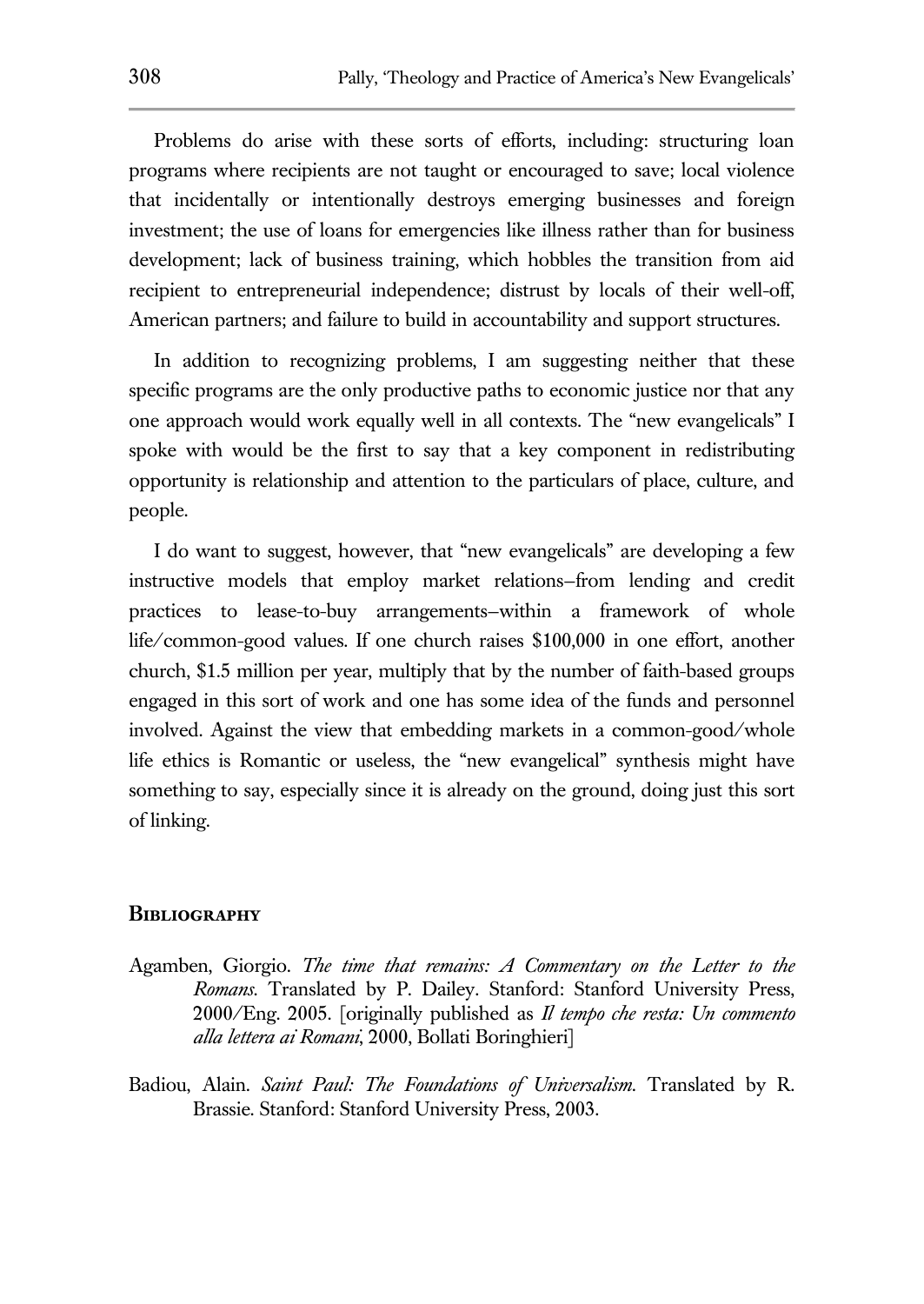Problems do arise with these sorts of efforts, including: structuring loan programs where recipients are not taught or encouraged to save; local violence that incidentally or intentionally destroys emerging businesses and foreign investment; the use of loans for emergencies like illness rather than for business development; lack of business training, which hobbles the transition from aid recipient to entrepreneurial independence; distrust by locals of their well-off, American partners; and failure to build in accountability and support structures.

In addition to recognizing problems, I am suggesting neither that these specific programs are the only productive paths to economic justice nor that any one approach would work equally well in all contexts. The "new evangelicals" I spoke with would be the first to say that a key component in redistributing opportunity is relationship and attention to the particulars of place, culture, and people.

I do want to suggest, however, that "new evangelicals" are developing a few instructive models that employ market relations–from lending and credit practices to lease-to-buy arrangements–within a framework of whole life/common-good values. If one church raises $100,000 in one effort, another church, $1.5 million per year, multiply that by the number of faith-based groups engaged in this sort of work and one has some idea of the funds and personnel involved. Against the view that embedding markets in a common-good/whole life ethics is Romantic or useless, the "new evangelical" synthesis might have something to say, especially since it is already on the ground, doing just this sort of linking.

## Bibliography

Agamben, Giorgio. *The time that remains: A Commentary on the Letter to the Romans*. Translated by P. Dailey. Stanford: Stanford University Press, 2000/Eng. 2005. [originally published as *Il tempo che resta: Un commento alla lettera ai Romani*, 2000, Bollati Boringhieri]

Badiou, Alain. *Saint Paul: The Foundations of Universalism*. Translated by R. Brassie. Stanford: Stanford University Press, 2003.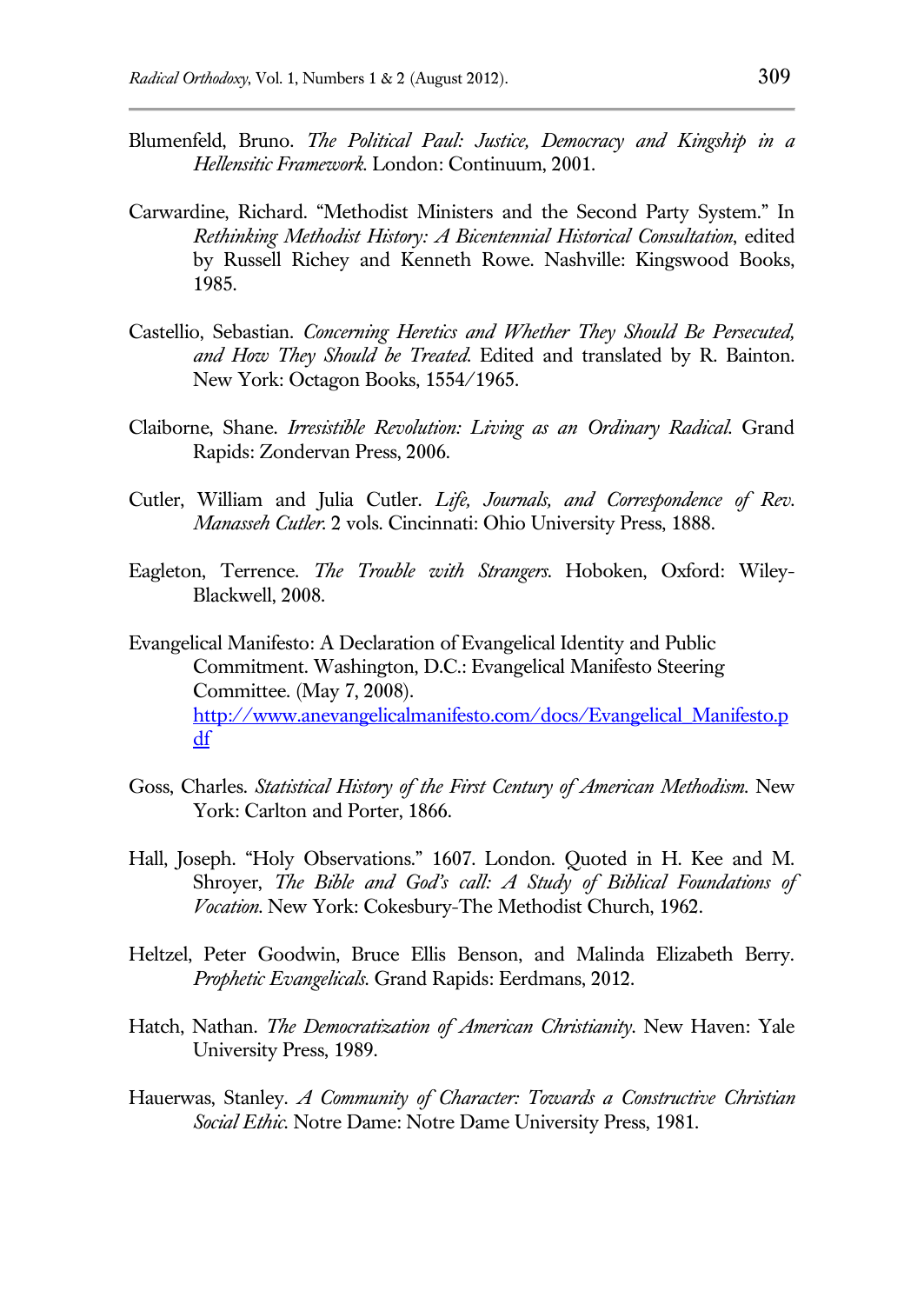Blumenfeld, Bruno. *The Political Paul: Justice, Democracy and Kingship in a Hellensitic Framework*. London: Continuum, 2001.

Carwardine, Richard. "Methodist Ministers and the Second Party System." In *Rethinking Methodist History: A Bicentennial Historical Consultation*, edited by Russell Richey and Kenneth Rowe. Nashville: Kingswood Books, 1985.

Castellio, Sebastian. *Concerning Heretics and Whether They Should Be Persecuted, and How They Should be Treated*. Edited and translated by R. Bainton. New York: Octagon Books, 1554/1965.

Claiborne, Shane. *Irresistible Revolution: Living as an Ordinary Radical*. Grand Rapids: Zondervan Press, 2006.

Cutler, William and Julia Cutler. *Life, Journals, and Correspondence of Rev. Manasseh Cutler*. 2 vols. Cincinnati: Ohio University Press, 1888.

Eagleton, Terrence. *The Trouble with Strangers*. Hoboken, Oxford: Wiley-Blackwell, 2008.

Evangelical Manifesto: A Declaration of Evangelical Identity and Public Commitment. Washington, D.C.: Evangelical Manifesto Steering Committee. (May 7, 2008). http://www.anevangelicalmanifesto.com/docs/Evangelical_Manifesto.pdf

Goss, Charles. *Statistical History of the First Century of American Methodism*. New York: Carlton and Porter, 1866.

Hall, Joseph. "Holy Observations." 1607. London. Quoted in H. Kee and M. Shroyer, *The Bible and God's call: A Study of Biblical Foundations of Vocation*. New York: Cokesbury-The Methodist Church, 1962.

Heltzel, Peter Goodwin, Bruce Ellis Benson, and Malinda Elizabeth Berry. *Prophetic Evangelicals*. Grand Rapids: Eerdmans, 2012.

Hatch, Nathan. *The Democratization of American Christianity*. New Haven: Yale University Press, 1989.

Hauerwas, Stanley. *A Community of Character: Towards a Constructive Christian Social Ethic*. Notre Dame: Notre Dame University Press, 1981.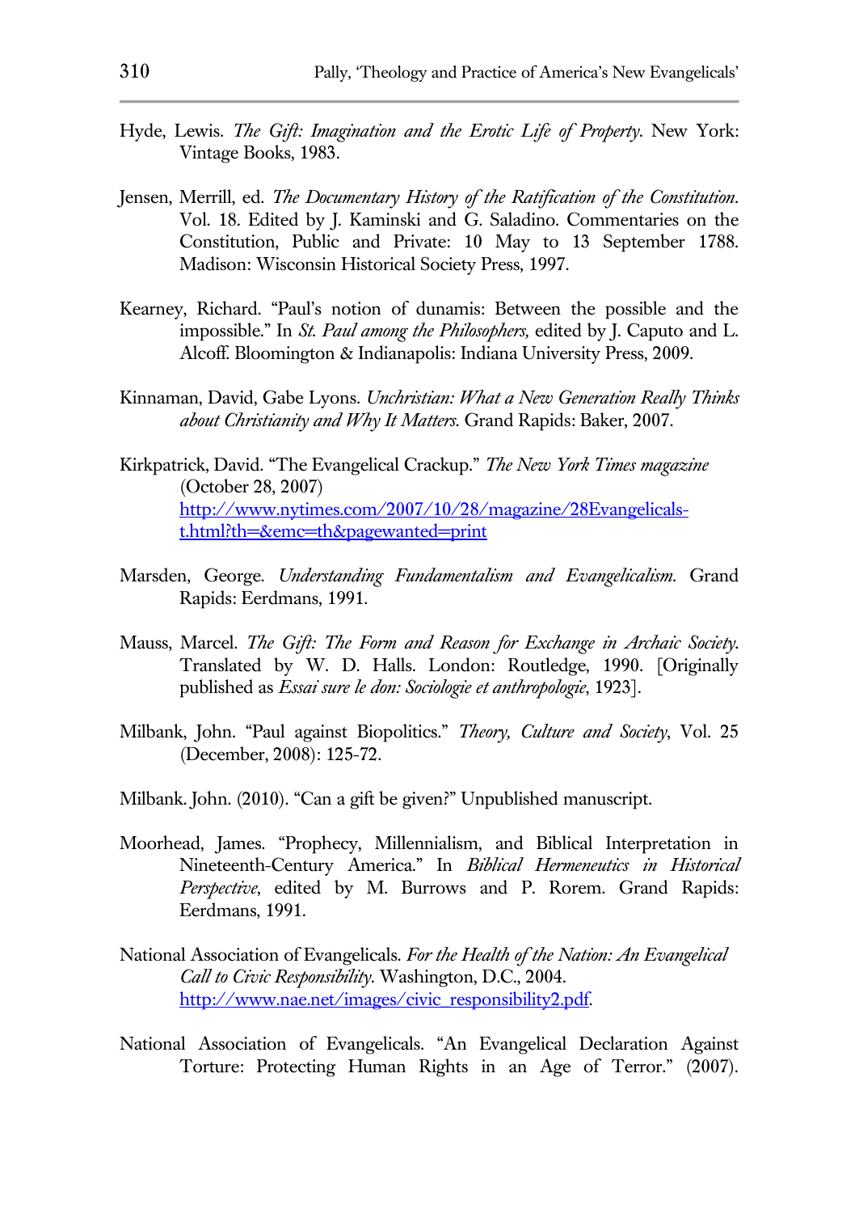Hyde, Lewis. *The Gift: Imagination and the Erotic Life of Property*. New York: Vintage Books, 1983.

Jensen, Merrill, ed. *The Documentary History of the Ratification of the Constitution*. Vol. 18. Edited by J. Kaminski and G. Saladino. Commentaries on the Constitution, Public and Private: 10 May to 13 September 1788. Madison: Wisconsin Historical Society Press, 1997.

Kearney, Richard. "Paul's notion of dunamis: Between the possible and the impossible." In *St. Paul among the Philosophers,* edited by J. Caputo and L. Alcoff. Bloomington & Indianapolis: Indiana University Press, 2009.

Kinnaman, David, Gabe Lyons. *Unchristian: What a New Generation Really Thinks about Christianity and Why It Matters.* Grand Rapids: Baker, 2007.

Kirkpatrick, David. "The Evangelical Crackup." *The New York Times magazine* (October 28, 2007) http://www.nytimes.com/2007/10/28/magazine/28Evangelicals-t.html?th=&emc=th&pagewanted=print

Marsden, George. *Understanding Fundamentalism and Evangelicalism.* Grand Rapids: Eerdmans, 1991.

Mauss, Marcel. *The Gift: The Form and Reason for Exchange in Archaic Society.* Translated by W. D. Halls. London: Routledge, 1990. [Originally published as *Essai sure le don: Sociologie et anthropologie*, 1923].

Milbank, John. "Paul against Biopolitics." *Theory, Culture and Society*, Vol. 25 (December, 2008): 125-72.

Milbank. John. (2010). "Can a gift be given?" Unpublished manuscript.

Moorhead, James. "Prophecy, Millennialism, and Biblical Interpretation in Nineteenth-Century America." In *Biblical Hermeneutics in Historical Perspective*, edited by M. Burrows and P. Rorem. Grand Rapids: Eerdmans, 1991.

National Association of Evangelicals. *For the Health of the Nation: An Evangelical Call to Civic Responsibility.* Washington, D.C., 2004. http://www.nae.net/images/civic_responsibility2.pdf.

National Association of Evangelicals. "An Evangelical Declaration Against Torture: Protecting Human Rights in an Age of Terror." (2007).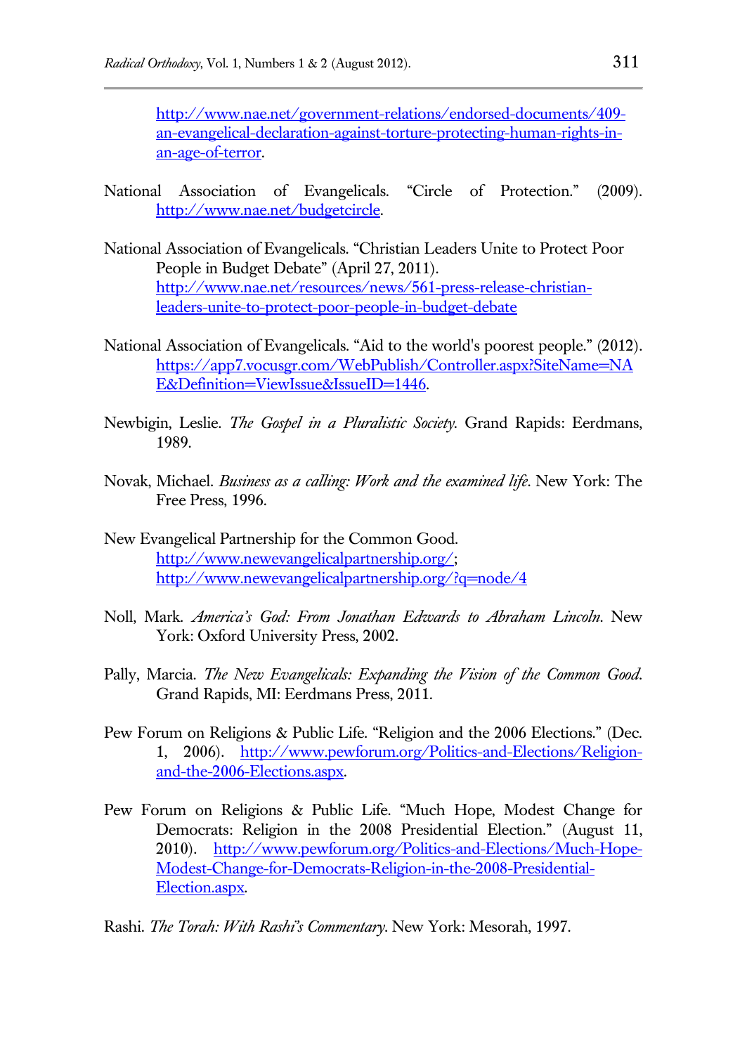http://www.nae.net/government-relations/endorsed-documents/409-an-evangelical-declaration-against-torture-protecting-human-rights-in-an-age-of-terror.

National Association of Evangelicals. "Circle of Protection." (2009). http://www.nae.net/budgetcircle.

National Association of Evangelicals. "Christian Leaders Unite to Protect Poor People in Budget Debate" (April 27, 2011). http://www.nae.net/resources/news/561-press-release-christian-leaders-unite-to-protect-poor-people-in-budget-debate

National Association of Evangelicals. "Aid to the world's poorest people." (2012). https://app7.vocusgr.com/WebPublish/Controller.aspx?SiteName=NAE&Definition=ViewIssue&IssueID=1446.

Newbigin, Leslie. *The Gospel in a Pluralistic Society*. Grand Rapids: Eerdmans, 1989.

Novak, Michael. *Business as a calling: Work and the examined life*. New York: The Free Press, 1996.

New Evangelical Partnership for the Common Good. http://www.newevangelicalpartnership.org/; http://www.newevangelicalpartnership.org/?q=node/4

Noll, Mark. *America's God: From Jonathan Edwards to Abraham Lincoln*. New York: Oxford University Press, 2002.

Pally, Marcia. *The New Evangelicals: Expanding the Vision of the Common Good*. Grand Rapids, MI: Eerdmans Press, 2011.

Pew Forum on Religions & Public Life. "Religion and the 2006 Elections." (Dec. 1, 2006). http://www.pewforum.org/Politics-and-Elections/Religion-and-the-2006-Elections.aspx.

Pew Forum on Religions & Public Life. "Much Hope, Modest Change for Democrats: Religion in the 2008 Presidential Election." (August 11, 2010). http://www.pewforum.org/Politics-and-Elections/Much-Hope-Modest-Change-for-Democrats-Religion-in-the-2008-Presidential-Election.aspx.

Rashi. *The Torah: With Rashi's Commentary*. New York: Mesorah, 1997.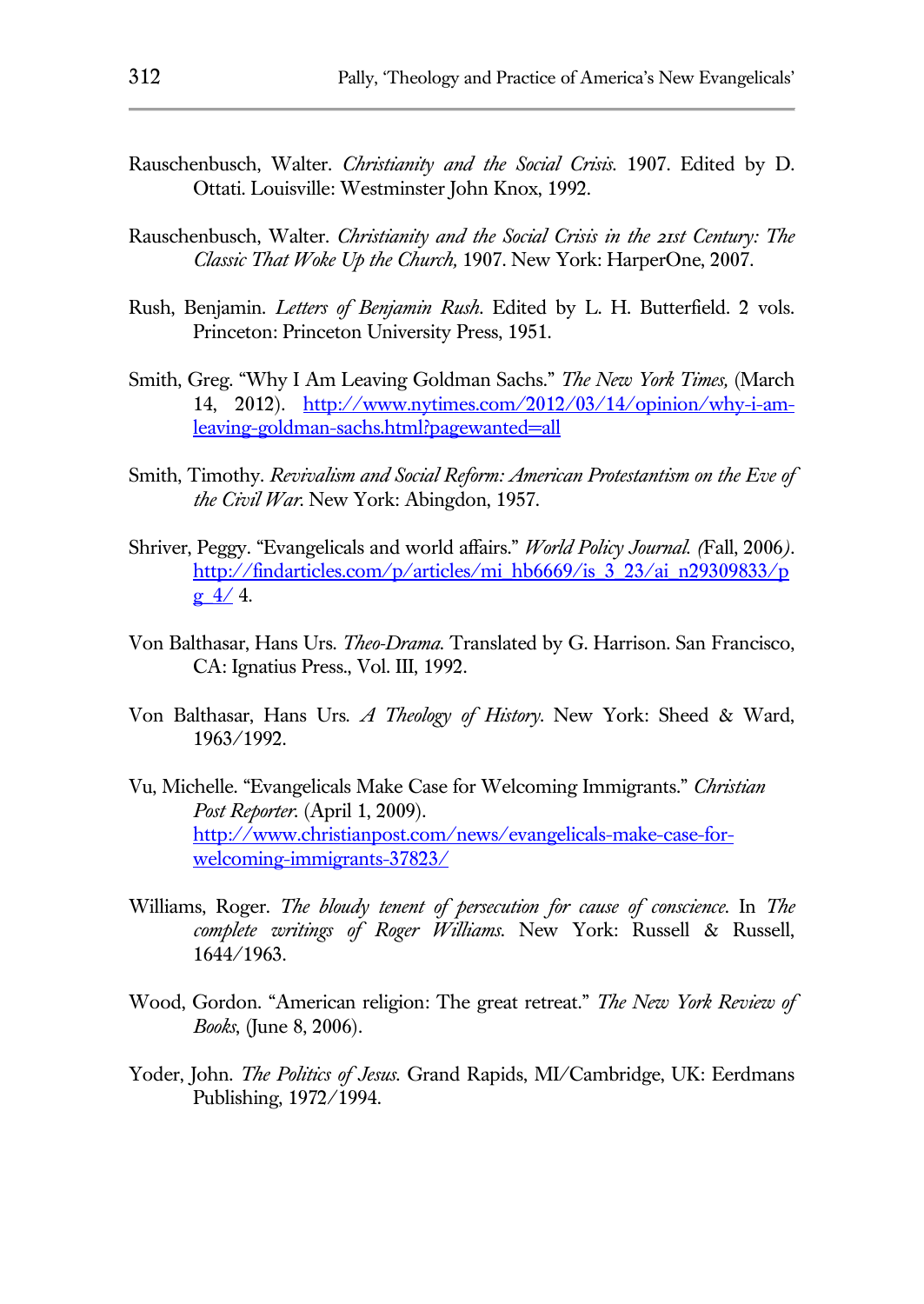Rauschenbusch, Walter. *Christianity and the Social Crisis.* 1907. Edited by D. Ottati. Louisville: Westminster John Knox, 1992.

Rauschenbusch, Walter. *Christianity and the Social Crisis in the 21st Century: The Classic That Woke Up the Church,* 1907. New York: HarperOne, 2007.

Rush, Benjamin. *Letters of Benjamin Rush.* Edited by L. H. Butterfield. 2 vols. Princeton: Princeton University Press, 1951.

Smith, Greg. "Why I Am Leaving Goldman Sachs." *The New York Times,* (March 14, 2012). http://www.nytimes.com/2012/03/14/opinion/why-i-am-leaving-goldman-sachs.html?pagewanted=all

Smith, Timothy. *Revivalism and Social Reform: American Protestantism on the Eve of the Civil War.* New York: Abingdon, 1957.

Shriver, Peggy. "Evangelicals and world affairs." *World Policy Journal. (*Fall, 2006*).* http://findarticles.com/p/articles/mi_hb6669/is_3_23/ai_n29309833/pg_4/ 4.

Von Balthasar, Hans Urs. *Theo-Drama.* Translated by G. Harrison. San Francisco, CA: Ignatius Press., Vol. III, 1992.

Von Balthasar, Hans Urs. *A Theology of History.* New York: Sheed & Ward, 1963/1992.

Vu, Michelle. "Evangelicals Make Case for Welcoming Immigrants." *Christian Post Reporter.* (April 1, 2009). http://www.christianpost.com/news/evangelicals-make-case-for-welcoming-immigrants-37823/

Williams, Roger. *The bloudy tenent of persecution for cause of conscience.* In *The complete writings of Roger Williams.* New York: Russell & Russell, 1644/1963.

Wood, Gordon. "American religion: The great retreat." *The New York Review of Books*, (June 8, 2006).

Yoder, John. *The Politics of Jesus.* Grand Rapids, MI/Cambridge, UK: Eerdmans Publishing, 1972/1994.